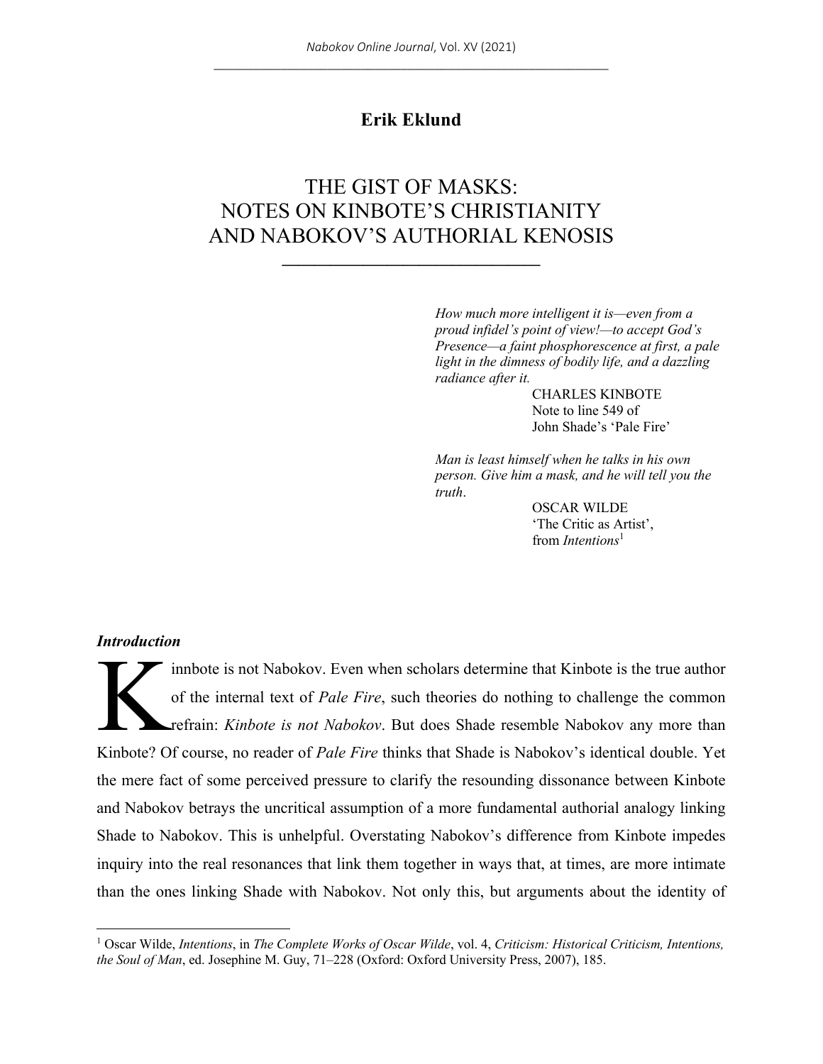**Erik Eklund**

# THE GIST OF MASKS: NOTES ON KINBOTE'S CHRISTIANITY AND NABOKOV'S AUTHORIAL KENOSIS

> *How much more intelligent it is—even from a proud infidel's point of view!—to accept God's Presence—a faint phosphorescence at first, a pale light in the dimness of bodily life, and a dazzling radiance after it.*
>
> CHARLES KINBOTE
> Note to line 549 of
> John Shade's 'Pale Fire'

> *Man is least himself when he talks in his own person. Give him a mask, and he will tell you the truth.*
>
> OSCAR WILDE
> 'The Critic as Artist',
> from *Intentions*[1]

### *Introduction*

Kinnbote is not Nabokov. Even when scholars determine that Kinbote is the true author of the internal text of *Pale Fire*, such theories do nothing to challenge the common refrain: *Kinbote is not Nabokov*. But does Shade resemble Nabokov any more than Kinbote? Of course, no reader of *Pale Fire* thinks that Shade is Nabokov's identical double. Yet the mere fact of some perceived pressure to clarify the resounding dissonance between Kinbote and Nabokov betrays the uncritical assumption of a more fundamental authorial analogy linking Shade to Nabokov. This is unhelpful. Overstating Nabokov's difference from Kinbote impedes inquiry into the real resonances that link them together in ways that, at times, are more intimate than the ones linking Shade with Nabokov. Not only this, but arguments about the identity of

---

[1] Oscar Wilde, *Intentions*, in *The Complete Works of Oscar Wilde*, vol. 4, *Criticism: Historical Criticism, Intentions, the Soul of Man*, ed. Josephine M. Guy, 71–228 (Oxford: Oxford University Press, 2007), 185.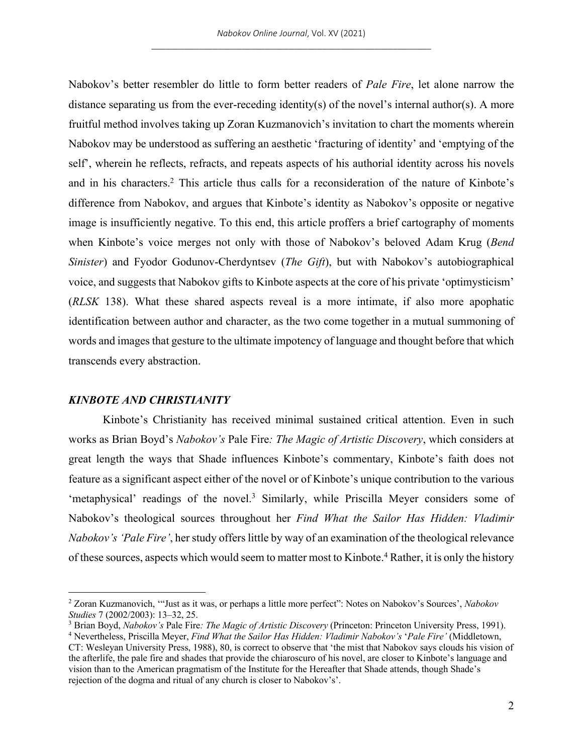Nabokov's better resembler do little to form better readers of *Pale Fire*, let alone narrow the distance separating us from the ever-receding identity(s) of the novel's internal author(s). A more fruitful method involves taking up Zoran Kuzmanovich's invitation to chart the moments wherein Nabokov may be understood as suffering an aesthetic 'fracturing of identity' and 'emptying of the self', wherein he reflects, refracts, and repeats aspects of his authorial identity across his novels and in his characters.[2] This article thus calls for a reconsideration of the nature of Kinbote's difference from Nabokov, and argues that Kinbote's identity as Nabokov's opposite or negative image is insufficiently negative. To this end, this article proffers a brief cartography of moments when Kinbote's voice merges not only with those of Nabokov's beloved Adam Krug (*Bend Sinister*) and Fyodor Godunov-Cherdyntsev (*The Gift*), but with Nabokov's autobiographical voice, and suggests that Nabokov gifts to Kinbote aspects at the core of his private 'optimysticism' (*RLSK* 138). What these shared aspects reveal is a more intimate, if also more apophatic identification between author and character, as the two come together in a mutual summoning of words and images that gesture to the ultimate impotency of language and thought before that which transcends every abstraction.

## *KINBOTE AND CHRISTIANITY*

Kinbote's Christianity has received minimal sustained critical attention. Even in such works as Brian Boyd's *Nabokov's* Pale Fire*: The Magic of Artistic Discovery*, which considers at great length the ways that Shade influences Kinbote's commentary, Kinbote's faith does not feature as a significant aspect either of the novel or of Kinbote's unique contribution to the various 'metaphysical' readings of the novel.[3] Similarly, while Priscilla Meyer considers some of Nabokov's theological sources throughout her *Find What the Sailor Has Hidden: Vladimir Nabokov's 'Pale Fire'*, her study offers little by way of an examination of the theological relevance of these sources, aspects which would seem to matter most to Kinbote.[4] Rather, it is only the history

---

[2] Zoran Kuzmanovich, '"Just as it was, or perhaps a little more perfect": Notes on Nabokov's Sources', *Nabokov Studies* 7 (2002/2003): 13–32, 25.

[3] Brian Boyd, *Nabokov's* Pale Fire*: The Magic of Artistic Discovery* (Princeton: Princeton University Press, 1991).

[4] Nevertheless, Priscilla Meyer, *Find What the Sailor Has Hidden: Vladimir Nabokov's 'Pale Fire'* (Middletown, CT: Wesleyan University Press, 1988), 80, is correct to observe that 'the mist that Nabokov says clouds his vision of the afterlife, the pale fire and shades that provide the chiaroscuro of his novel, are closer to Kinbote's language and vision than to the American pragmatism of the Institute for the Hereafter that Shade attends, though Shade's rejection of the dogma and ritual of any church is closer to Nabokov's'.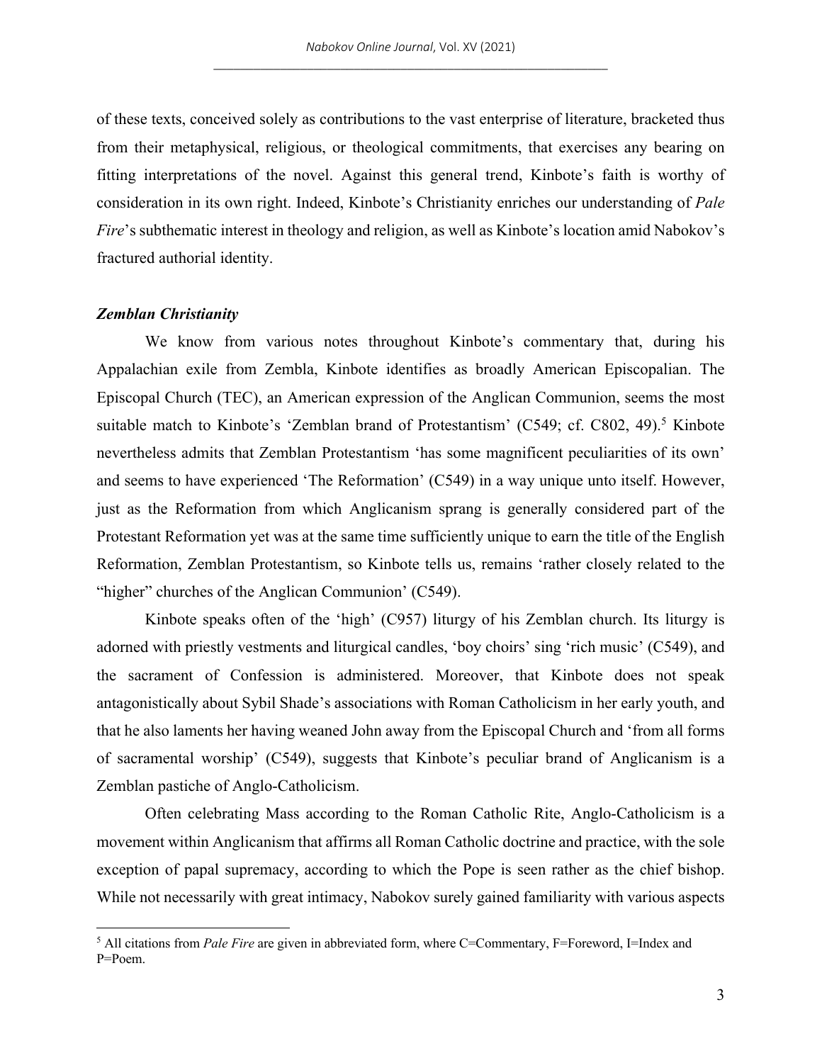of these texts, conceived solely as contributions to the vast enterprise of literature, bracketed thus from their metaphysical, religious, or theological commitments, that exercises any bearing on fitting interpretations of the novel. Against this general trend, Kinbote's faith is worthy of consideration in its own right. Indeed, Kinbote's Christianity enriches our understanding of *Pale Fire*'s subthematic interest in theology and religion, as well as Kinbote's location amid Nabokov's fractured authorial identity.

### *Zemblan Christianity*

We know from various notes throughout Kinbote's commentary that, during his Appalachian exile from Zembla, Kinbote identifies as broadly American Episcopalian. The Episcopal Church (TEC), an American expression of the Anglican Communion, seems the most suitable match to Kinbote's 'Zemblan brand of Protestantism' (C549; cf. C802, 49).[5] Kinbote nevertheless admits that Zemblan Protestantism 'has some magnificent peculiarities of its own' and seems to have experienced 'The Reformation' (C549) in a way unique unto itself. However, just as the Reformation from which Anglicanism sprang is generally considered part of the Protestant Reformation yet was at the same time sufficiently unique to earn the title of the English Reformation, Zemblan Protestantism, so Kinbote tells us, remains 'rather closely related to the "higher" churches of the Anglican Communion' (C549).

Kinbote speaks often of the 'high' (C957) liturgy of his Zemblan church. Its liturgy is adorned with priestly vestments and liturgical candles, 'boy choirs' sing 'rich music' (C549), and the sacrament of Confession is administered. Moreover, that Kinbote does not speak antagonistically about Sybil Shade's associations with Roman Catholicism in her early youth, and that he also laments her having weaned John away from the Episcopal Church and 'from all forms of sacramental worship' (C549), suggests that Kinbote's peculiar brand of Anglicanism is a Zemblan pastiche of Anglo-Catholicism.

Often celebrating Mass according to the Roman Catholic Rite, Anglo-Catholicism is a movement within Anglicanism that affirms all Roman Catholic doctrine and practice, with the sole exception of papal supremacy, according to which the Pope is seen rather as the chief bishop. While not necessarily with great intimacy, Nabokov surely gained familiarity with various aspects

---

[5] All citations from *Pale Fire* are given in abbreviated form, where C=Commentary, F=Foreword, I=Index and P=Poem.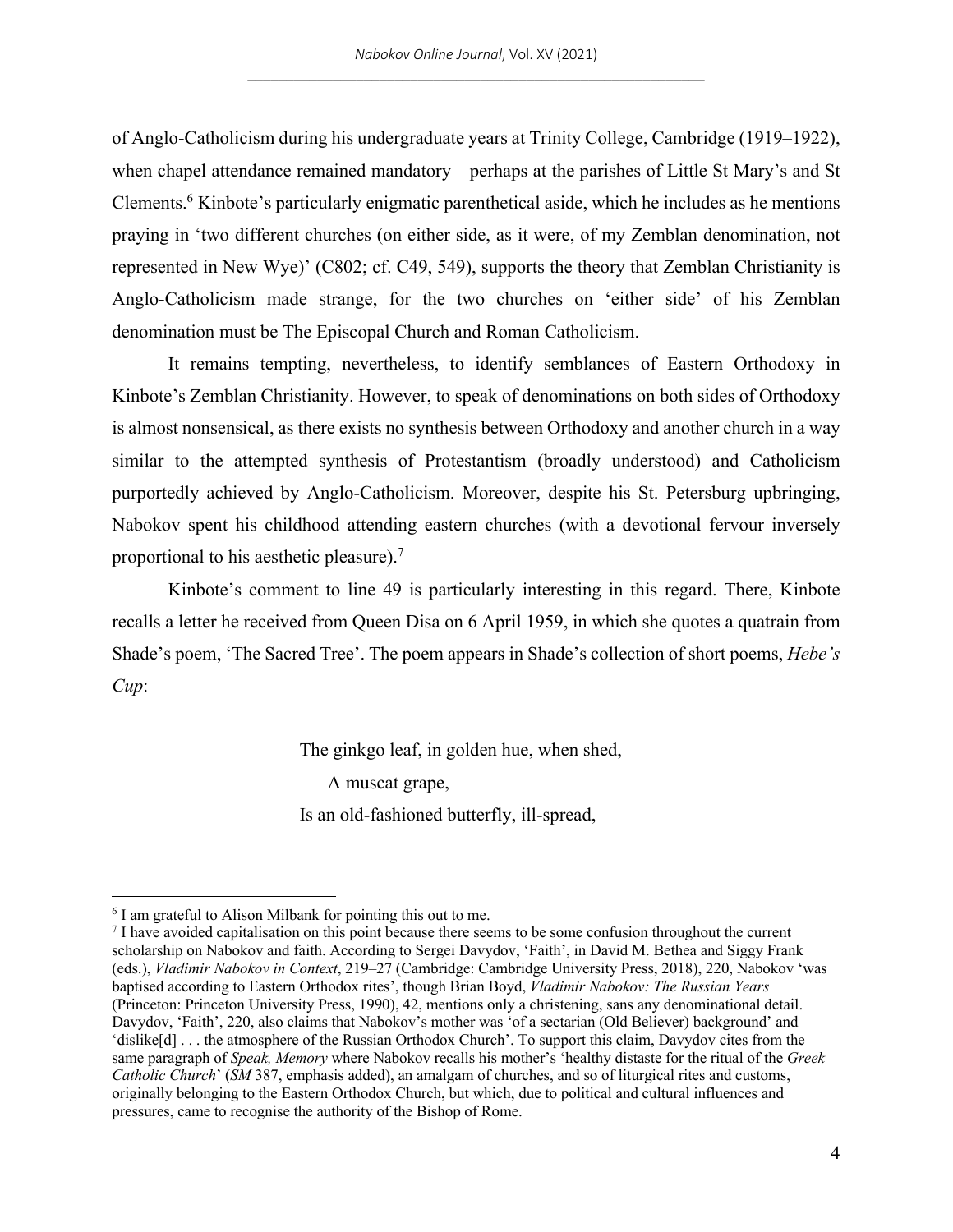of Anglo-Catholicism during his undergraduate years at Trinity College, Cambridge (1919–1922), when chapel attendance remained mandatory—perhaps at the parishes of Little St Mary's and St Clements.[6] Kinbote's particularly enigmatic parenthetical aside, which he includes as he mentions praying in 'two different churches (on either side, as it were, of my Zemblan denomination, not represented in New Wye)' (C802; cf. C49, 549), supports the theory that Zemblan Christianity is Anglo-Catholicism made strange, for the two churches on 'either side' of his Zemblan denomination must be The Episcopal Church and Roman Catholicism.

It remains tempting, nevertheless, to identify semblances of Eastern Orthodoxy in Kinbote's Zemblan Christianity. However, to speak of denominations on both sides of Orthodoxy is almost nonsensical, as there exists no synthesis between Orthodoxy and another church in a way similar to the attempted synthesis of Protestantism (broadly understood) and Catholicism purportedly achieved by Anglo-Catholicism. Moreover, despite his St. Petersburg upbringing, Nabokov spent his childhood attending eastern churches (with a devotional fervour inversely proportional to his aesthetic pleasure).[7]

Kinbote's comment to line 49 is particularly interesting in this regard. There, Kinbote recalls a letter he received from Queen Disa on 6 April 1959, in which she quotes a quatrain from Shade's poem, 'The Sacred Tree'. The poem appears in Shade's collection of short poems, *Hebe's Cup*:

> The ginkgo leaf, in golden hue, when shed,
> 
>   A muscat grape,
> 
> Is an old-fashioned butterfly, ill-spread,

---

[6] I am grateful to Alison Milbank for pointing this out to me.

[7] I have avoided capitalisation on this point because there seems to be some confusion throughout the current scholarship on Nabokov and faith. According to Sergei Davydov, 'Faith', in David M. Bethea and Siggy Frank (eds.), *Vladimir Nabokov in Context*, 219–27 (Cambridge: Cambridge University Press, 2018), 220, Nabokov 'was baptised according to Eastern Orthodox rites', though Brian Boyd, *Vladimir Nabokov: The Russian Years* (Princeton: Princeton University Press, 1990), 42, mentions only a christening, sans any denominational detail. Davydov, 'Faith', 220, also claims that Nabokov's mother was 'of a sectarian (Old Believer) background' and 'dislike[d] . . . the atmosphere of the Russian Orthodox Church'. To support this claim, Davydov cites from the same paragraph of *Speak, Memory* where Nabokov recalls his mother's 'healthy distaste for the ritual of the *Greek Catholic Church*' (*SM* 387, emphasis added), an amalgam of churches, and so of liturgical rites and customs, originally belonging to the Eastern Orthodox Church, but which, due to political and cultural influences and pressures, came to recognise the authority of the Bishop of Rome.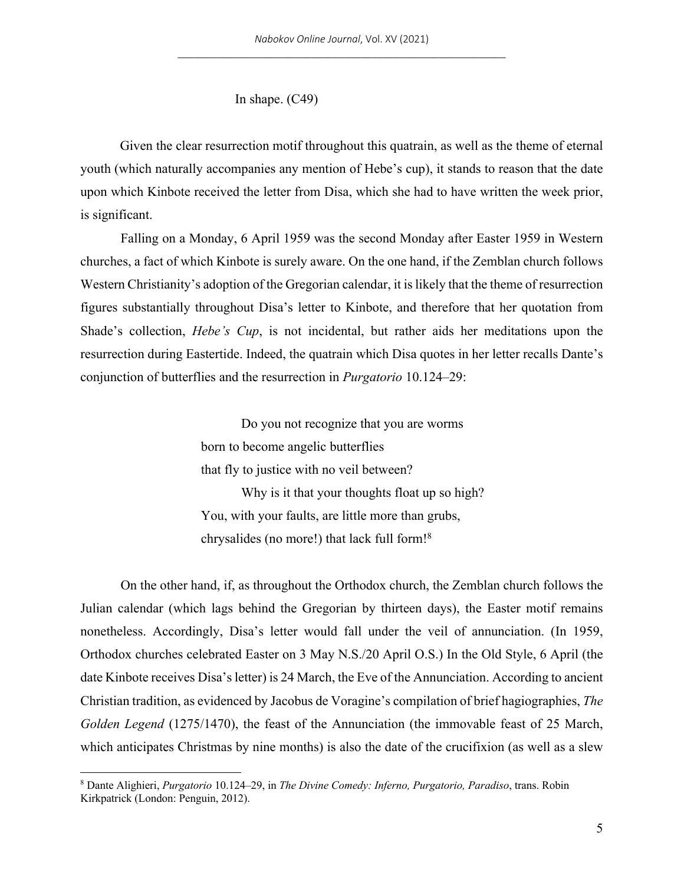In shape. (C49)

Given the clear resurrection motif throughout this quatrain, as well as the theme of eternal youth (which naturally accompanies any mention of Hebe's cup), it stands to reason that the date upon which Kinbote received the letter from Disa, which she had to have written the week prior, is significant.

Falling on a Monday, 6 April 1959 was the second Monday after Easter 1959 in Western churches, a fact of which Kinbote is surely aware. On the one hand, if the Zemblan church follows Western Christianity's adoption of the Gregorian calendar, it is likely that the theme of resurrection figures substantially throughout Disa's letter to Kinbote, and therefore that her quotation from Shade's collection, *Hebe's Cup*, is not incidental, but rather aids her meditations upon the resurrection during Eastertide. Indeed, the quatrain which Disa quotes in her letter recalls Dante's conjunction of butterflies and the resurrection in *Purgatorio* 10.124–29:

> Do you not recognize that you are worms
> born to become angelic butterflies
> that fly to justice with no veil between?
> Why is it that your thoughts float up so high?
> You, with your faults, are little more than grubs,
> chrysalides (no more!) that lack full form![8]

On the other hand, if, as throughout the Orthodox church, the Zemblan church follows the Julian calendar (which lags behind the Gregorian by thirteen days), the Easter motif remains nonetheless. Accordingly, Disa's letter would fall under the veil of annunciation. (In 1959, Orthodox churches celebrated Easter on 3 May N.S./20 April O.S.) In the Old Style, 6 April (the date Kinbote receives Disa's letter) is 24 March, the Eve of the Annunciation. According to ancient Christian tradition, as evidenced by Jacobus de Voragine's compilation of brief hagiographies, *The Golden Legend* (1275/1470), the feast of the Annunciation (the immovable feast of 25 March, which anticipates Christmas by nine months) is also the date of the crucifixion (as well as a slew

---

[8] Dante Alighieri, *Purgatorio* 10.124–29, in *The Divine Comedy: Inferno, Purgatorio, Paradiso*, trans. Robin Kirkpatrick (London: Penguin, 2012).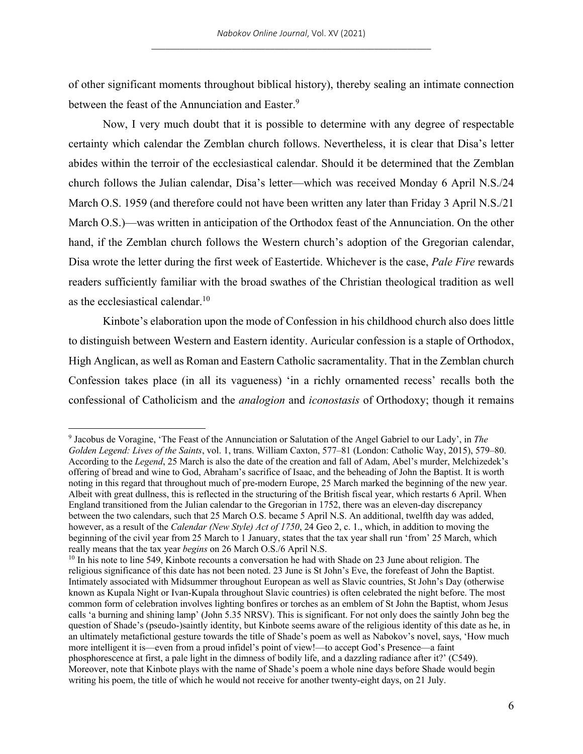of other significant moments throughout biblical history), thereby sealing an intimate connection between the feast of the Annunciation and Easter.[9]

Now, I very much doubt that it is possible to determine with any degree of respectable certainty which calendar the Zemblan church follows. Nevertheless, it is clear that Disa's letter abides within the terroir of the ecclesiastical calendar. Should it be determined that the Zemblan church follows the Julian calendar, Disa's letter—which was received Monday 6 April N.S./24 March O.S. 1959 (and therefore could not have been written any later than Friday 3 April N.S./21 March O.S.)—was written in anticipation of the Orthodox feast of the Annunciation. On the other hand, if the Zemblan church follows the Western church's adoption of the Gregorian calendar, Disa wrote the letter during the first week of Eastertide. Whichever is the case, *Pale Fire* rewards readers sufficiently familiar with the broad swathes of the Christian theological tradition as well as the ecclesiastical calendar.[10]

Kinbote's elaboration upon the mode of Confession in his childhood church also does little to distinguish between Western and Eastern identity. Auricular confession is a staple of Orthodox, High Anglican, as well as Roman and Eastern Catholic sacramentality. That in the Zemblan church Confession takes place (in all its vagueness) 'in a richly ornamented recess' recalls both the confessional of Catholicism and the *analogion* and *iconostasis* of Orthodoxy; though it remains

---

[9] Jacobus de Voragine, 'The Feast of the Annunciation or Salutation of the Angel Gabriel to our Lady', in *The Golden Legend: Lives of the Saints*, vol. 1, trans. William Caxton, 577–81 (London: Catholic Way, 2015), 579–80. According to the *Legend*, 25 March is also the date of the creation and fall of Adam, Abel's murder, Melchizedek's offering of bread and wine to God, Abraham's sacrifice of Isaac, and the beheading of John the Baptist. It is worth noting in this regard that throughout much of pre-modern Europe, 25 March marked the beginning of the new year. Albeit with great dullness, this is reflected in the structuring of the British fiscal year, which restarts 6 April. When England transitioned from the Julian calendar to the Gregorian in 1752, there was an eleven-day discrepancy between the two calendars, such that 25 March O.S. became 5 April N.S. An additional, twelfth day was added, however, as a result of the *Calendar (New Style) Act of 1750*, 24 Geo 2, c. 1., which, in addition to moving the beginning of the civil year from 25 March to 1 January, states that the tax year shall run 'from' 25 March, which really means that the tax year *begins* on 26 March O.S./6 April N.S.

[10] In his note to line 549, Kinbote recounts a conversation he had with Shade on 23 June about religion. The religious significance of this date has not been noted. 23 June is St John's Eve, the forefeast of John the Baptist. Intimately associated with Midsummer throughout European as well as Slavic countries, St John's Day (otherwise known as Kupala Night or Ivan-Kupala throughout Slavic countries) is often celebrated the night before. The most common form of celebration involves lighting bonfires or torches as an emblem of St John the Baptist, whom Jesus calls 'a burning and shining lamp' (John 5.35 NRSV). This is significant. For not only does the saintly John beg the question of Shade's (pseudo-)saintly identity, but Kinbote seems aware of the religious identity of this date as he, in an ultimately metafictional gesture towards the title of Shade's poem as well as Nabokov's novel, says, 'How much more intelligent it is—even from a proud infidel's point of view!—to accept God's Presence—a faint phosphorescence at first, a pale light in the dimness of bodily life, and a dazzling radiance after it?' (C549). Moreover, note that Kinbote plays with the name of Shade's poem a whole nine days before Shade would begin writing his poem, the title of which he would not receive for another twenty-eight days, on 21 July.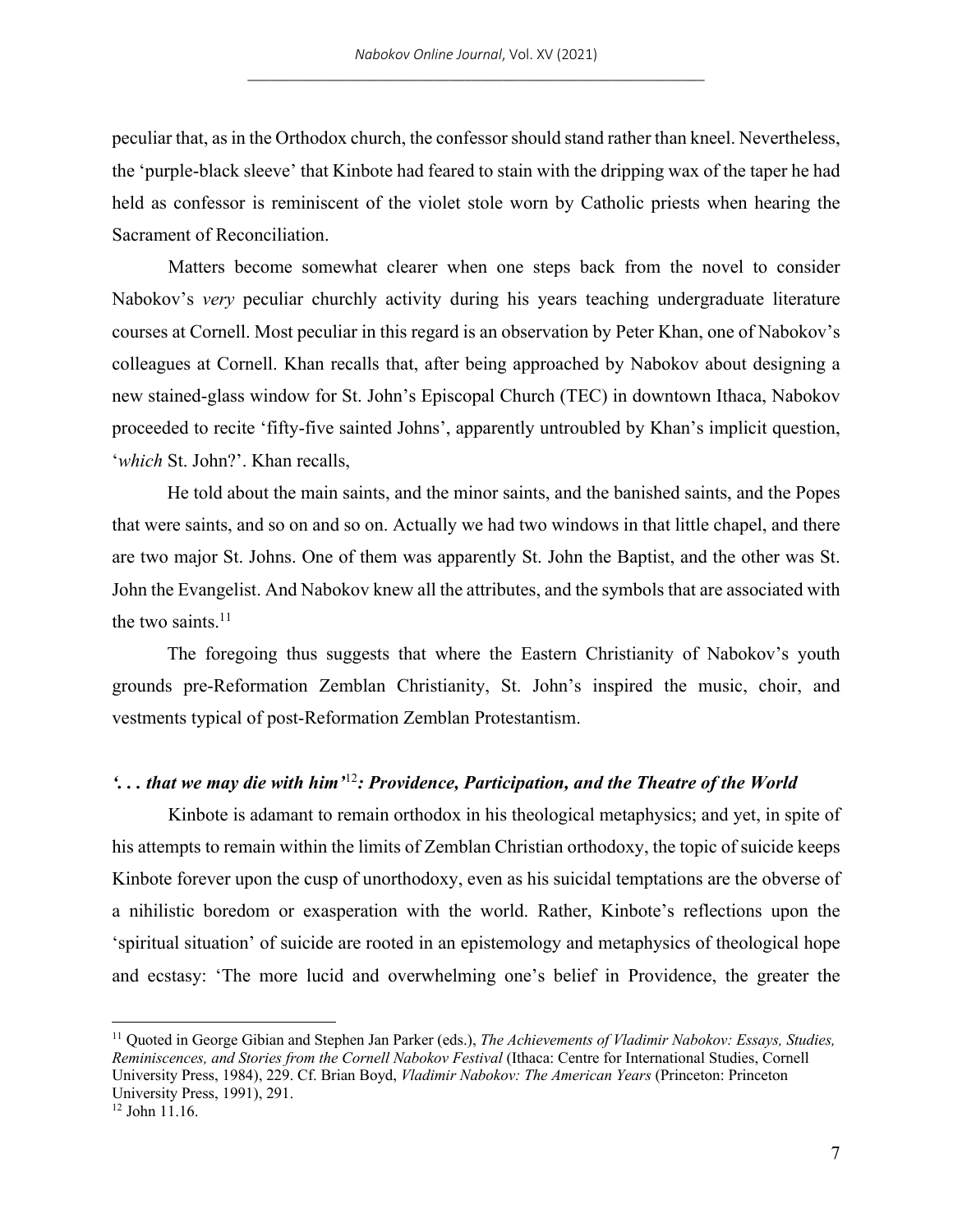peculiar that, as in the Orthodox church, the confessor should stand rather than kneel. Nevertheless, the 'purple-black sleeve' that Kinbote had feared to stain with the dripping wax of the taper he had held as confessor is reminiscent of the violet stole worn by Catholic priests when hearing the Sacrament of Reconciliation.

Matters become somewhat clearer when one steps back from the novel to consider Nabokov's *very* peculiar churchly activity during his years teaching undergraduate literature courses at Cornell. Most peculiar in this regard is an observation by Peter Khan, one of Nabokov's colleagues at Cornell. Khan recalls that, after being approached by Nabokov about designing a new stained-glass window for St. John's Episcopal Church (TEC) in downtown Ithaca, Nabokov proceeded to recite 'fifty-five sainted Johns', apparently untroubled by Khan's implicit question, '*which* St. John?'. Khan recalls,

> He told about the main saints, and the minor saints, and the banished saints, and the Popes that were saints, and so on and so on. Actually we had two windows in that little chapel, and there are two major St. Johns. One of them was apparently St. John the Baptist, and the other was St. John the Evangelist. And Nabokov knew all the attributes, and the symbols that are associated with the two saints.[11]

The foregoing thus suggests that where the Eastern Christianity of Nabokov's youth grounds pre-Reformation Zemblan Christianity, St. John's inspired the music, choir, and vestments typical of post-Reformation Zemblan Protestantism.

## *'. . . that we may die with him'*[12]*: Providence, Participation, and the Theatre of the World*

Kinbote is adamant to remain orthodox in his theological metaphysics; and yet, in spite of his attempts to remain within the limits of Zemblan Christian orthodoxy, the topic of suicide keeps Kinbote forever upon the cusp of unorthodoxy, even as his suicidal temptations are the obverse of a nihilistic boredom or exasperation with the world. Rather, Kinbote's reflections upon the 'spiritual situation' of suicide are rooted in an epistemology and metaphysics of theological hope and ecstasy: 'The more lucid and overwhelming one's belief in Providence, the greater the

---

[11] Quoted in George Gibian and Stephen Jan Parker (eds.), *The Achievements of Vladimir Nabokov: Essays, Studies, Reminiscences, and Stories from the Cornell Nabokov Festival* (Ithaca: Centre for International Studies, Cornell University Press, 1984), 229. Cf. Brian Boyd, *Vladimir Nabokov: The American Years* (Princeton: Princeton University Press, 1991), 291.

[12] John 11.16.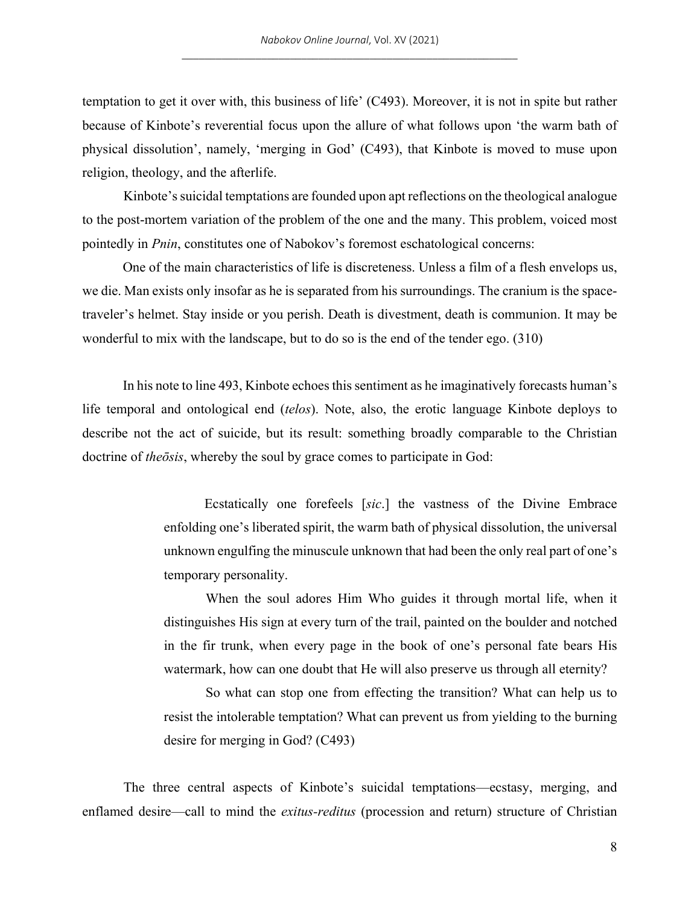temptation to get it over with, this business of life' (C493). Moreover, it is not in spite but rather because of Kinbote's reverential focus upon the allure of what follows upon 'the warm bath of physical dissolution', namely, 'merging in God' (C493), that Kinbote is moved to muse upon religion, theology, and the afterlife.

Kinbote's suicidal temptations are founded upon apt reflections on the theological analogue to the post-mortem variation of the problem of the one and the many. This problem, voiced most pointedly in *Pnin*, constitutes one of Nabokov's foremost eschatological concerns:

One of the main characteristics of life is discreteness. Unless a film of a flesh envelops us, we die. Man exists only insofar as he is separated from his surroundings. The cranium is the space-traveler's helmet. Stay inside or you perish. Death is divestment, death is communion. It may be wonderful to mix with the landscape, but to do so is the end of the tender ego. (310)

In his note to line 493, Kinbote echoes this sentiment as he imaginatively forecasts human's life temporal and ontological end (*telos*). Note, also, the erotic language Kinbote deploys to describe not the act of suicide, but its result: something broadly comparable to the Christian doctrine of *theōsis*, whereby the soul by grace comes to participate in God:

> Ecstatically one forefeels [*sic*.] the vastness of the Divine Embrace enfolding one's liberated spirit, the warm bath of physical dissolution, the universal unknown engulfing the minuscule unknown that had been the only real part of one's temporary personality.
>
> When the soul adores Him Who guides it through mortal life, when it distinguishes His sign at every turn of the trail, painted on the boulder and notched in the fir trunk, when every page in the book of one's personal fate bears His watermark, how can one doubt that He will also preserve us through all eternity?
>
> So what can stop one from effecting the transition? What can help us to resist the intolerable temptation? What can prevent us from yielding to the burning desire for merging in God? (C493)

The three central aspects of Kinbote's suicidal temptations—ecstasy, merging, and enflamed desire—call to mind the *exitus-reditus* (procession and return) structure of Christian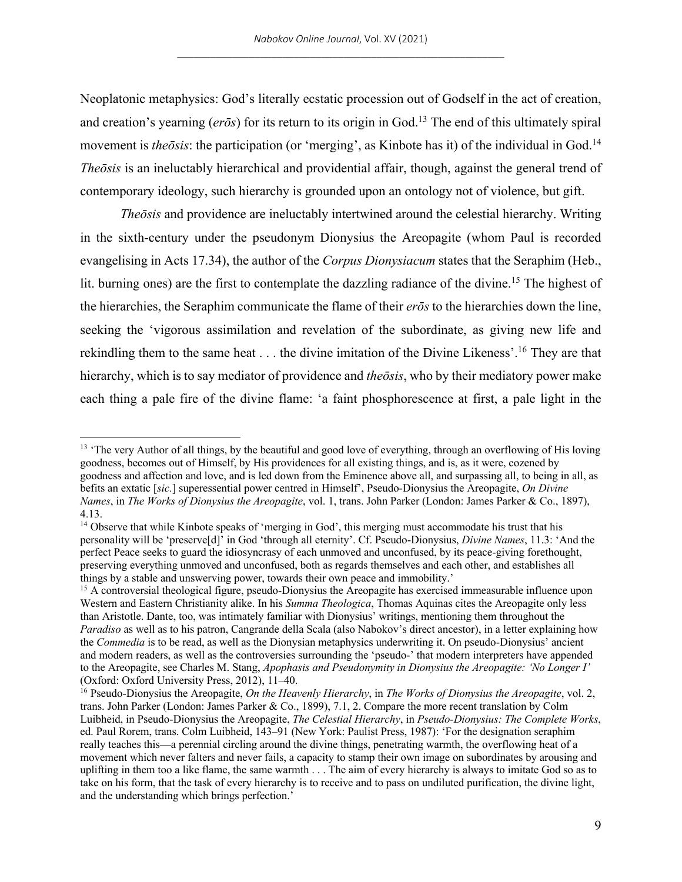Neoplatonic metaphysics: God's literally ecstatic procession out of Godself in the act of creation, and creation's yearning (*erōs*) for its return to its origin in God.[13] The end of this ultimately spiral movement is *theōsis*: the participation (or 'merging', as Kinbote has it) of the individual in God.[14] *Theōsis* is an ineluctably hierarchical and providential affair, though, against the general trend of contemporary ideology, such hierarchy is grounded upon an ontology not of violence, but gift.

*Theōsis* and providence are ineluctably intertwined around the celestial hierarchy. Writing in the sixth-century under the pseudonym Dionysius the Areopagite (whom Paul is recorded evangelising in Acts 17.34), the author of the *Corpus Dionysiacum* states that the Seraphim (Heb., lit. burning ones) are the first to contemplate the dazzling radiance of the divine.[15] The highest of the hierarchies, the Seraphim communicate the flame of their *erōs* to the hierarchies down the line, seeking the 'vigorous assimilation and revelation of the subordinate, as giving new life and rekindling them to the same heat . . . the divine imitation of the Divine Likeness'.[16] They are that hierarchy, which is to say mediator of providence and *theōsis*, who by their mediatory power make each thing a pale fire of the divine flame: 'a faint phosphorescence at first, a pale light in the

---

[13] 'The very Author of all things, by the beautiful and good love of everything, through an overflowing of His loving goodness, becomes out of Himself, by His providences for all existing things, and is, as it were, cozened by goodness and affection and love, and is led down from the Eminence above all, and surpassing all, to being in all, as befits an extatic [*sic.*] superessential power centred in Himself', Pseudo-Dionysius the Areopagite, *On Divine Names*, in *The Works of Dionysius the Areopagite*, vol. 1, trans. John Parker (London: James Parker & Co., 1897), 4.13.

[14] Observe that while Kinbote speaks of 'merging in God', this merging must accommodate his trust that his personality will be 'preserve[d]' in God 'through all eternity'. Cf. Pseudo-Dionysius, *Divine Names*, 11.3: 'And the perfect Peace seeks to guard the idiosyncrasy of each unmoved and unconfused, by its peace-giving forethought, preserving everything unmoved and unconfused, both as regards themselves and each other, and establishes all things by a stable and unswerving power, towards their own peace and immobility.'

[15] A controversial theological figure, pseudo-Dionysius the Areopagite has exercised immeasurable influence upon Western and Eastern Christianity alike. In his *Summa Theologica*, Thomas Aquinas cites the Areopagite only less than Aristotle. Dante, too, was intimately familiar with Dionysius' writings, mentioning them throughout the *Paradiso* as well as to his patron, Cangrande della Scala (also Nabokov's direct ancestor), in a letter explaining how the *Commedia* is to be read, as well as the Dionysian metaphysics underwriting it. On pseudo-Dionysius' ancient and modern readers, as well as the controversies surrounding the 'pseudo-' that modern interpreters have appended to the Areopagite, see Charles M. Stang, *Apophasis and Pseudonymity in Dionysius the Areopagite: 'No Longer I'* (Oxford: Oxford University Press, 2012), 11–40.

[16] Pseudo-Dionysius the Areopagite, *On the Heavenly Hierarchy*, in *The Works of Dionysius the Areopagite*, vol. 2, trans. John Parker (London: James Parker & Co., 1899), 7.1, 2. Compare the more recent translation by Colm Luibheid, in Pseudo-Dionysius the Areopagite, *The Celestial Hierarchy*, in *Pseudo-Dionysius: The Complete Works*, ed. Paul Rorem, trans. Colm Luibheid, 143–91 (New York: Paulist Press, 1987): 'For the designation seraphim really teaches this—a perennial circling around the divine things, penetrating warmth, the overflowing heat of a movement which never falters and never fails, a capacity to stamp their own image on subordinates by arousing and uplifting in them too a like flame, the same warmth . . . The aim of every hierarchy is always to imitate God so as to take on his form, that the task of every hierarchy is to receive and to pass on undiluted purification, the divine light, and the understanding which brings perfection.'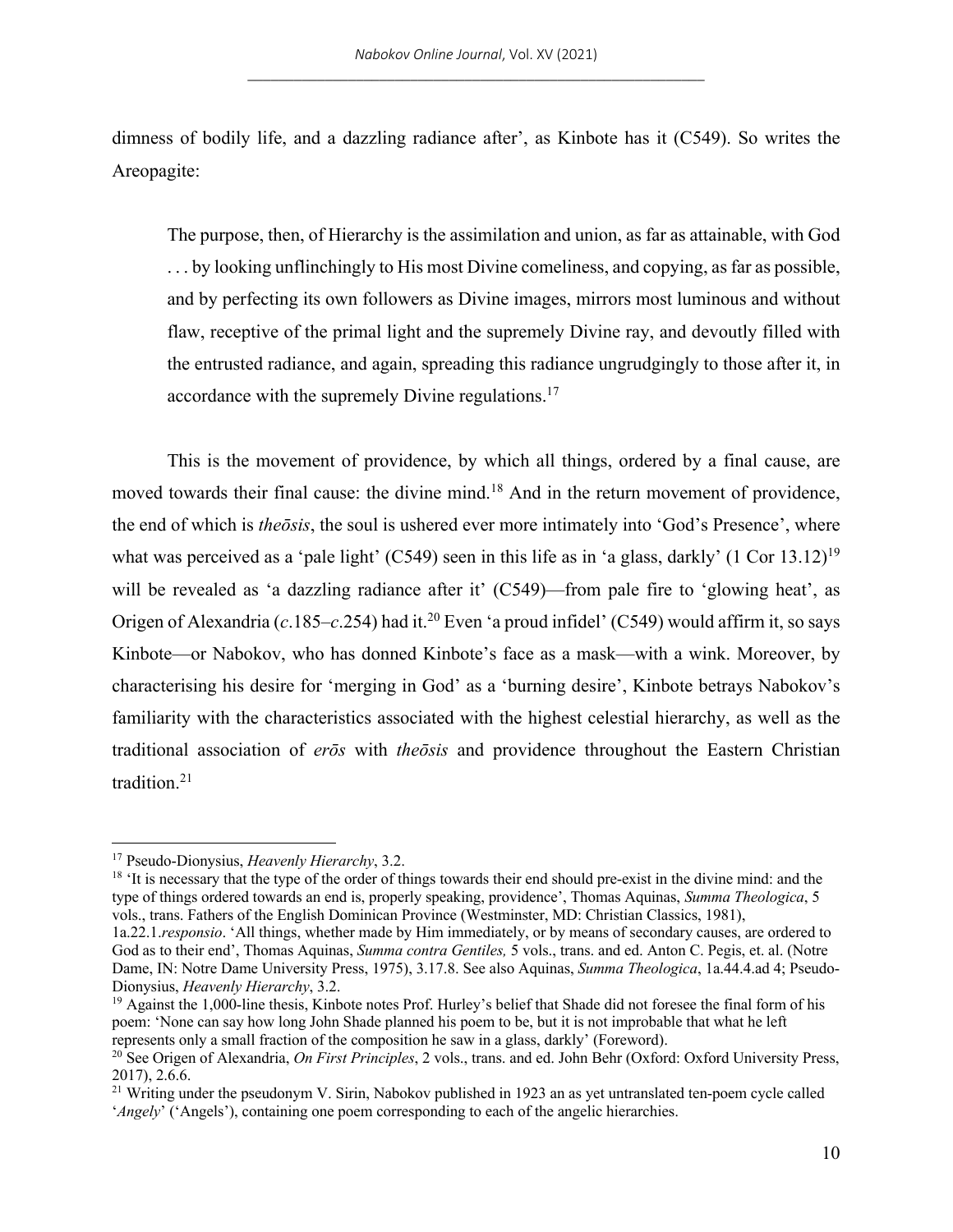dimness of bodily life, and a dazzling radiance after', as Kinbote has it (C549). So writes the Areopagite:

> The purpose, then, of Hierarchy is the assimilation and union, as far as attainable, with God . . . by looking unflinchingly to His most Divine comeliness, and copying, as far as possible, and by perfecting its own followers as Divine images, mirrors most luminous and without flaw, receptive of the primal light and the supremely Divine ray, and devoutly filled with the entrusted radiance, and again, spreading this radiance ungrudgingly to those after it, in accordance with the supremely Divine regulations.[17]

This is the movement of providence, by which all things, ordered by a final cause, are moved towards their final cause: the divine mind.[18] And in the return movement of providence, the end of which is *theōsis*, the soul is ushered ever more intimately into 'God's Presence', where what was perceived as a 'pale light' (C549) seen in this life as in 'a glass, darkly' (1 Cor 13.12)[19] will be revealed as 'a dazzling radiance after it' (C549)—from pale fire to 'glowing heat', as Origen of Alexandria (*c*.185–*c*.254) had it.[20] Even 'a proud infidel' (C549) would affirm it, so says Kinbote—or Nabokov, who has donned Kinbote's face as a mask—with a wink. Moreover, by characterising his desire for 'merging in God' as a 'burning desire', Kinbote betrays Nabokov's familiarity with the characteristics associated with the highest celestial hierarchy, as well as the traditional association of *erōs* with *theōsis* and providence throughout the Eastern Christian tradition.[21]

---

[17] Pseudo-Dionysius, *Heavenly Hierarchy*, 3.2.

[18] 'It is necessary that the type of the order of things towards their end should pre-exist in the divine mind: and the type of things ordered towards an end is, properly speaking, providence', Thomas Aquinas, *Summa Theologica*, 5 vols., trans. Fathers of the English Dominican Province (Westminster, MD: Christian Classics, 1981), 1a.22.1.*responsio*. 'All things, whether made by Him immediately, or by means of secondary causes, are ordered to God as to their end', Thomas Aquinas, *Summa contra Gentiles,* 5 vols., trans. and ed. Anton C. Pegis, et. al. (Notre Dame, IN: Notre Dame University Press, 1975), 3.17.8. See also Aquinas, *Summa Theologica*, 1a.44.4.ad 4; Pseudo-Dionysius, *Heavenly Hierarchy*, 3.2.

[19] Against the 1,000-line thesis, Kinbote notes Prof. Hurley's belief that Shade did not foresee the final form of his poem: 'None can say how long John Shade planned his poem to be, but it is not improbable that what he left represents only a small fraction of the composition he saw in a glass, darkly' (Foreword).

[20] See Origen of Alexandria, *On First Principles*, 2 vols., trans. and ed. John Behr (Oxford: Oxford University Press, 2017), 2.6.6.

[21] Writing under the pseudonym V. Sirin, Nabokov published in 1923 an as yet untranslated ten-poem cycle called '*Angely*' ('Angels'), containing one poem corresponding to each of the angelic hierarchies.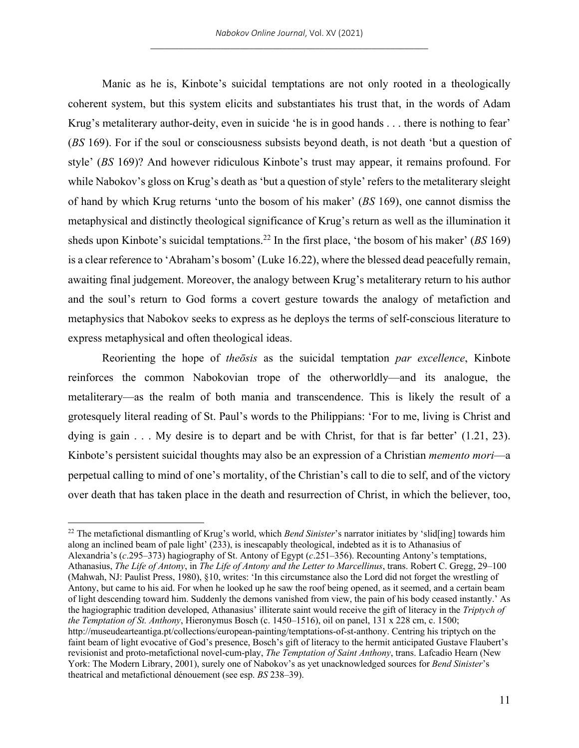Manic as he is, Kinbote's suicidal temptations are not only rooted in a theologically coherent system, but this system elicits and substantiates his trust that, in the words of Adam Krug's metaliterary author-deity, even in suicide 'he is in good hands . . . there is nothing to fear' (*BS* 169). For if the soul or consciousness subsists beyond death, is not death 'but a question of style' (*BS* 169)? And however ridiculous Kinbote's trust may appear, it remains profound. For while Nabokov's gloss on Krug's death as 'but a question of style' refers to the metaliterary sleight of hand by which Krug returns 'unto the bosom of his maker' (*BS* 169), one cannot dismiss the metaphysical and distinctly theological significance of Krug's return as well as the illumination it sheds upon Kinbote's suicidal temptations.[22] In the first place, 'the bosom of his maker' (*BS* 169) is a clear reference to 'Abraham's bosom' (Luke 16.22), where the blessed dead peacefully remain, awaiting final judgement. Moreover, the analogy between Krug's metaliterary return to his author and the soul's return to God forms a covert gesture towards the analogy of metafiction and metaphysics that Nabokov seeks to express as he deploys the terms of self-conscious literature to express metaphysical and often theological ideas.

Reorienting the hope of *theōsis* as the suicidal temptation *par excellence*, Kinbote reinforces the common Nabokovian trope of the otherworldly—and its analogue, the metaliterary—as the realm of both mania and transcendence. This is likely the result of a grotesquely literal reading of St. Paul's words to the Philippians: 'For to me, living is Christ and dying is gain . . . My desire is to depart and be with Christ, for that is far better' (1.21, 23). Kinbote's persistent suicidal thoughts may also be an expression of a Christian *memento mori*—a perpetual calling to mind of one's mortality, of the Christian's call to die to self, and of the victory over death that has taken place in the death and resurrection of Christ, in which the believer, too,

---

[22] The metafictional dismantling of Krug's world, which *Bend Sinister*'s narrator initiates by 'slid[ing] towards him along an inclined beam of pale light' (233), is inescapably theological, indebted as it is to Athanasius of Alexandria's (*c*.295–373) hagiography of St. Antony of Egypt (*c*.251–356). Recounting Antony's temptations, Athanasius, *The Life of Antony*, in *The Life of Antony and the Letter to Marcellinus*, trans. Robert C. Gregg, 29–100 (Mahwah, NJ: Paulist Press, 1980), §10, writes: 'In this circumstance also the Lord did not forget the wrestling of Antony, but came to his aid. For when he looked up he saw the roof being opened, as it seemed, and a certain beam of light descending toward him. Suddenly the demons vanished from view, the pain of his body ceased instantly.' As the hagiographic tradition developed, Athanasius' illiterate saint would receive the gift of literacy in the *Triptych of the Temptation of St. Anthony*, Hieronymus Bosch (c. 1450–1516), oil on panel, 131 x 228 cm, c. 1500; http://museudearteantiga.pt/collections/european-painting/temptations-of-st-anthony. Centring his triptych on the faint beam of light evocative of God's presence, Bosch's gift of literacy to the hermit anticipated Gustave Flaubert's revisionist and proto-metafictional novel-cum-play, *The Temptation of Saint Anthony*, trans. Lafcadio Hearn (New York: The Modern Library, 2001), surely one of Nabokov's as yet unacknowledged sources for *Bend Sinister*'s theatrical and metafictional dénouement (see esp. *BS* 238–39).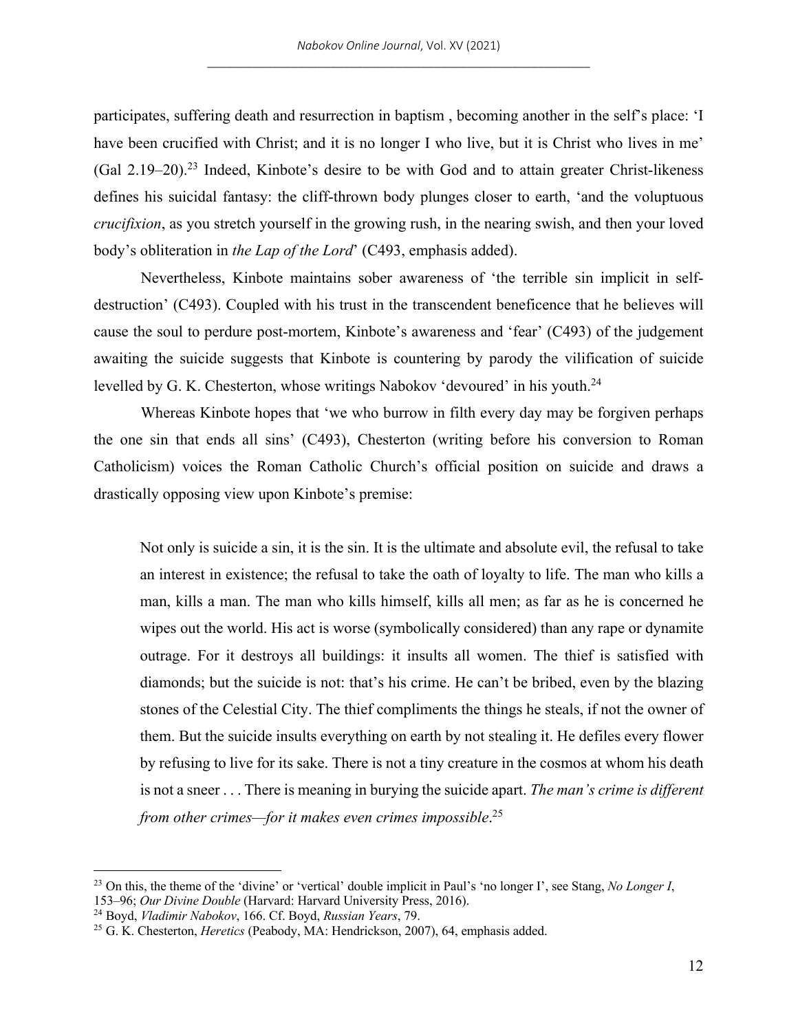participates, suffering death and resurrection in baptism , becoming another in the self's place: 'I have been crucified with Christ; and it is no longer I who live, but it is Christ who lives in me' (Gal 2.19–20).[23] Indeed, Kinbote's desire to be with God and to attain greater Christ-likeness defines his suicidal fantasy: the cliff-thrown body plunges closer to earth, 'and the voluptuous *crucifixion*, as you stretch yourself in the growing rush, in the nearing swish, and then your loved body's obliteration in *the Lap of the Lord*' (C493, emphasis added).

Nevertheless, Kinbote maintains sober awareness of 'the terrible sin implicit in self-destruction' (C493). Coupled with his trust in the transcendent beneficence that he believes will cause the soul to perdure post-mortem, Kinbote's awareness and 'fear' (C493) of the judgement awaiting the suicide suggests that Kinbote is countering by parody the vilification of suicide levelled by G. K. Chesterton, whose writings Nabokov 'devoured' in his youth.[24]

Whereas Kinbote hopes that 'we who burrow in filth every day may be forgiven perhaps the one sin that ends all sins' (C493), Chesterton (writing before his conversion to Roman Catholicism) voices the Roman Catholic Church's official position on suicide and draws a drastically opposing view upon Kinbote's premise:

> Not only is suicide a sin, it is the sin. It is the ultimate and absolute evil, the refusal to take an interest in existence; the refusal to take the oath of loyalty to life. The man who kills a man, kills a man. The man who kills himself, kills all men; as far as he is concerned he wipes out the world. His act is worse (symbolically considered) than any rape or dynamite outrage. For it destroys all buildings: it insults all women. The thief is satisfied with diamonds; but the suicide is not: that's his crime. He can't be bribed, even by the blazing stones of the Celestial City. The thief compliments the things he steals, if not the owner of them. But the suicide insults everything on earth by not stealing it. He defiles every flower by refusing to live for its sake. There is not a tiny creature in the cosmos at whom his death is not a sneer . . . There is meaning in burying the suicide apart. *The man's crime is different from other crimes—for it makes even crimes impossible*.[25]

---

[23] On this, the theme of the 'divine' or 'vertical' double implicit in Paul's 'no longer I', see Stang, *No Longer I*, 153–96; *Our Divine Double* (Harvard: Harvard University Press, 2016).

[24] Boyd, *Vladimir Nabokov*, 166. Cf. Boyd, *Russian Years*, 79.

[25] G. K. Chesterton, *Heretics* (Peabody, MA: Hendrickson, 2007), 64, emphasis added.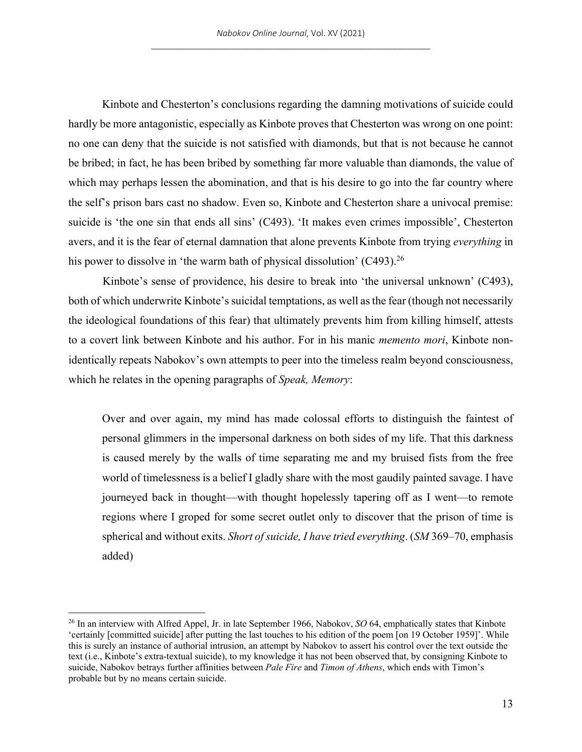Kinbote and Chesterton's conclusions regarding the damning motivations of suicide could hardly be more antagonistic, especially as Kinbote proves that Chesterton was wrong on one point: no one can deny that the suicide is not satisfied with diamonds, but that is not because he cannot be bribed; in fact, he has been bribed by something far more valuable than diamonds, the value of which may perhaps lessen the abomination, and that is his desire to go into the far country where the self's prison bars cast no shadow. Even so, Kinbote and Chesterton share a univocal premise: suicide is 'the one sin that ends all sins' (C493). 'It makes even crimes impossible', Chesterton avers, and it is the fear of eternal damnation that alone prevents Kinbote from trying *everything* in his power to dissolve in 'the warm bath of physical dissolution' (C493).[26]

Kinbote's sense of providence, his desire to break into 'the universal unknown' (C493), both of which underwrite Kinbote's suicidal temptations, as well as the fear (though not necessarily the ideological foundations of this fear) that ultimately prevents him from killing himself, attests to a covert link between Kinbote and his author. For in his manic *memento mori*, Kinbote non-identically repeats Nabokov's own attempts to peer into the timeless realm beyond consciousness, which he relates in the opening paragraphs of *Speak, Memory*:

> Over and over again, my mind has made colossal efforts to distinguish the faintest of personal glimmers in the impersonal darkness on both sides of my life. That this darkness is caused merely by the walls of time separating me and my bruised fists from the free world of timelessness is a belief I gladly share with the most gaudily painted savage. I have journeyed back in thought—with thought hopelessly tapering off as I went—to remote regions where I groped for some secret outlet only to discover that the prison of time is spherical and without exits. *Short of suicide, I have tried everything*. (*SM* 369–70, emphasis added)

---

[26] In an interview with Alfred Appel, Jr. in late September 1966, Nabokov, *SO* 64, emphatically states that Kinbote 'certainly [committed suicide] after putting the last touches to his edition of the poem [on 19 October 1959]'. While this is surely an instance of authorial intrusion, an attempt by Nabokov to assert his control over the text outside the text (i.e., Kinbote's extra-textual suicide), to my knowledge it has not been observed that, by consigning Kinbote to suicide, Nabokov betrays further affinities between *Pale Fire* and *Timon of Athens*, which ends with Timon's probable but by no means certain suicide.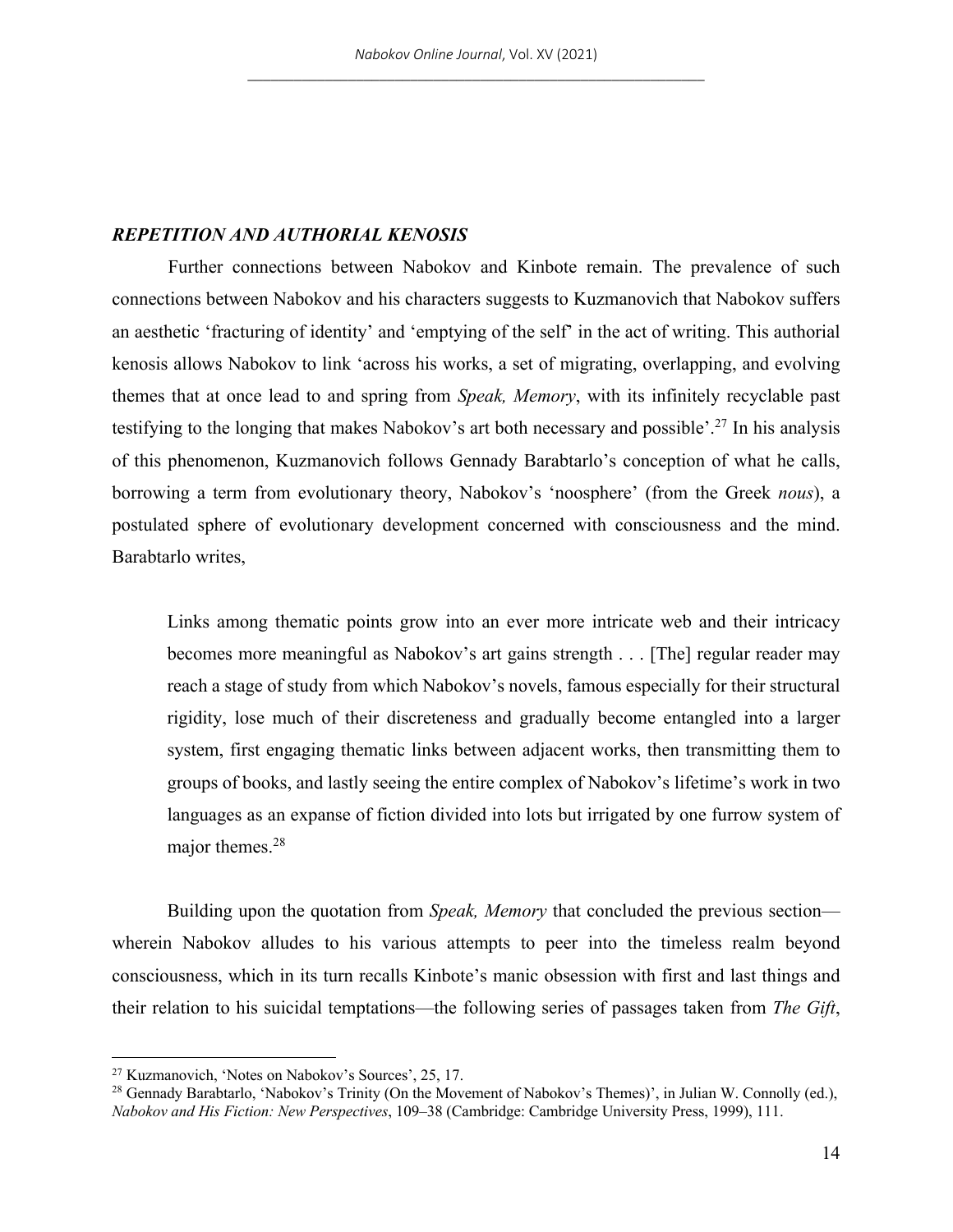## *REPETITION AND AUTHORIAL KENOSIS*

Further connections between Nabokov and Kinbote remain. The prevalence of such connections between Nabokov and his characters suggests to Kuzmanovich that Nabokov suffers an aesthetic 'fracturing of identity' and 'emptying of the self' in the act of writing. This authorial kenosis allows Nabokov to link 'across his works, a set of migrating, overlapping, and evolving themes that at once lead to and spring from *Speak, Memory*, with its infinitely recyclable past testifying to the longing that makes Nabokov's art both necessary and possible'.[27] In his analysis of this phenomenon, Kuzmanovich follows Gennady Barabtarlo's conception of what he calls, borrowing a term from evolutionary theory, Nabokov's 'noosphere' (from the Greek *nous*), a postulated sphere of evolutionary development concerned with consciousness and the mind. Barabtarlo writes,

> Links among thematic points grow into an ever more intricate web and their intricacy becomes more meaningful as Nabokov's art gains strength . . . [The] regular reader may reach a stage of study from which Nabokov's novels, famous especially for their structural rigidity, lose much of their discreteness and gradually become entangled into a larger system, first engaging thematic links between adjacent works, then transmitting them to groups of books, and lastly seeing the entire complex of Nabokov's lifetime's work in two languages as an expanse of fiction divided into lots but irrigated by one furrow system of major themes.[28]

Building upon the quotation from *Speak, Memory* that concluded the previous section—wherein Nabokov alludes to his various attempts to peer into the timeless realm beyond consciousness, which in its turn recalls Kinbote's manic obsession with first and last things and their relation to his suicidal temptations—the following series of passages taken from *The Gift*,

---

[27] Kuzmanovich, 'Notes on Nabokov's Sources', 25, 17.

[28] Gennady Barabtarlo, 'Nabokov's Trinity (On the Movement of Nabokov's Themes)', in Julian W. Connolly (ed.), *Nabokov and His Fiction: New Perspectives*, 109–38 (Cambridge: Cambridge University Press, 1999), 111.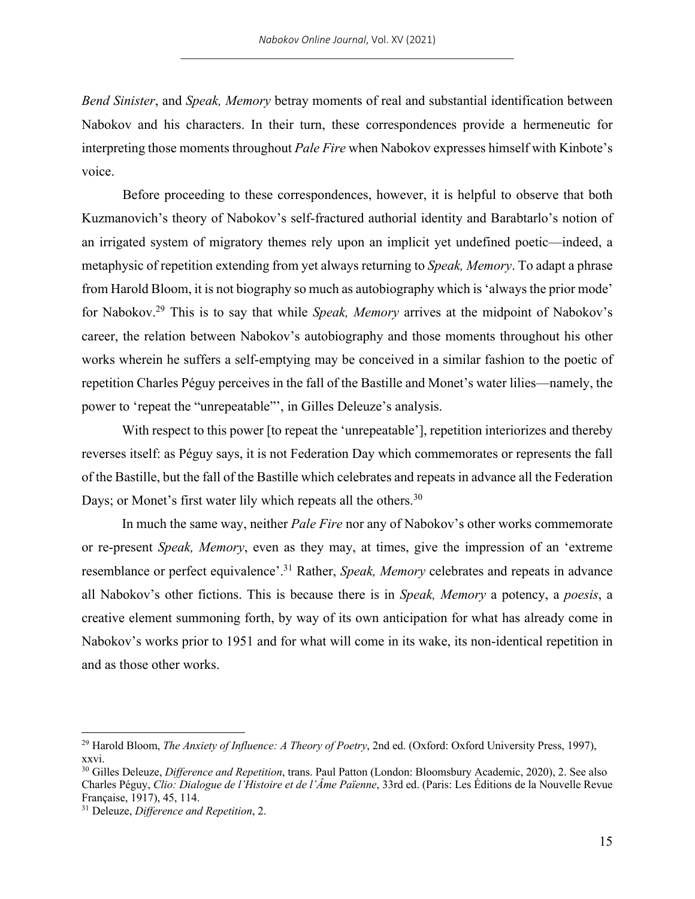*Bend Sinister*, and *Speak, Memory* betray moments of real and substantial identification between Nabokov and his characters. In their turn, these correspondences provide a hermeneutic for interpreting those moments throughout *Pale Fire* when Nabokov expresses himself with Kinbote's voice.

Before proceeding to these correspondences, however, it is helpful to observe that both Kuzmanovich's theory of Nabokov's self-fractured authorial identity and Barabtarlo's notion of an irrigated system of migratory themes rely upon an implicit yet undefined poetic—indeed, a metaphysic of repetition extending from yet always returning to *Speak, Memory*. To adapt a phrase from Harold Bloom, it is not biography so much as autobiography which is 'always the prior mode' for Nabokov.[29] This is to say that while *Speak, Memory* arrives at the midpoint of Nabokov's career, the relation between Nabokov's autobiography and those moments throughout his other works wherein he suffers a self-emptying may be conceived in a similar fashion to the poetic of repetition Charles Péguy perceives in the fall of the Bastille and Monet's water lilies—namely, the power to 'repeat the "unrepeatable"', in Gilles Deleuze's analysis.

> With respect to this power [to repeat the 'unrepeatable'], repetition interiorizes and thereby reverses itself: as Péguy says, it is not Federation Day which commemorates or represents the fall of the Bastille, but the fall of the Bastille which celebrates and repeats in advance all the Federation Days; or Monet's first water lily which repeats all the others.[30]

In much the same way, neither *Pale Fire* nor any of Nabokov's other works commemorate or re-present *Speak, Memory*, even as they may, at times, give the impression of an 'extreme resemblance or perfect equivalence'.[31] Rather, *Speak, Memory* celebrates and repeats in advance all Nabokov's other fictions. This is because there is in *Speak, Memory* a potency, a *poesis*, a creative element summoning forth, by way of its own anticipation for what has already come in Nabokov's works prior to 1951 and for what will come in its wake, its non-identical repetition in and as those other works.

---

[29] Harold Bloom, *The Anxiety of Influence: A Theory of Poetry*, 2nd ed. (Oxford: Oxford University Press, 1997), xxvi.

[30] Gilles Deleuze, *Difference and Repetition*, trans. Paul Patton (London: Bloomsbury Academic, 2020), 2. See also Charles Péguy, *Clio: Dialogue de l'Histoire et de l'Âme Païenne*, 33rd ed. (Paris: Les Éditions de la Nouvelle Revue Française, 1917), 45, 114.

[31] Deleuze, *Difference and Repetition*, 2.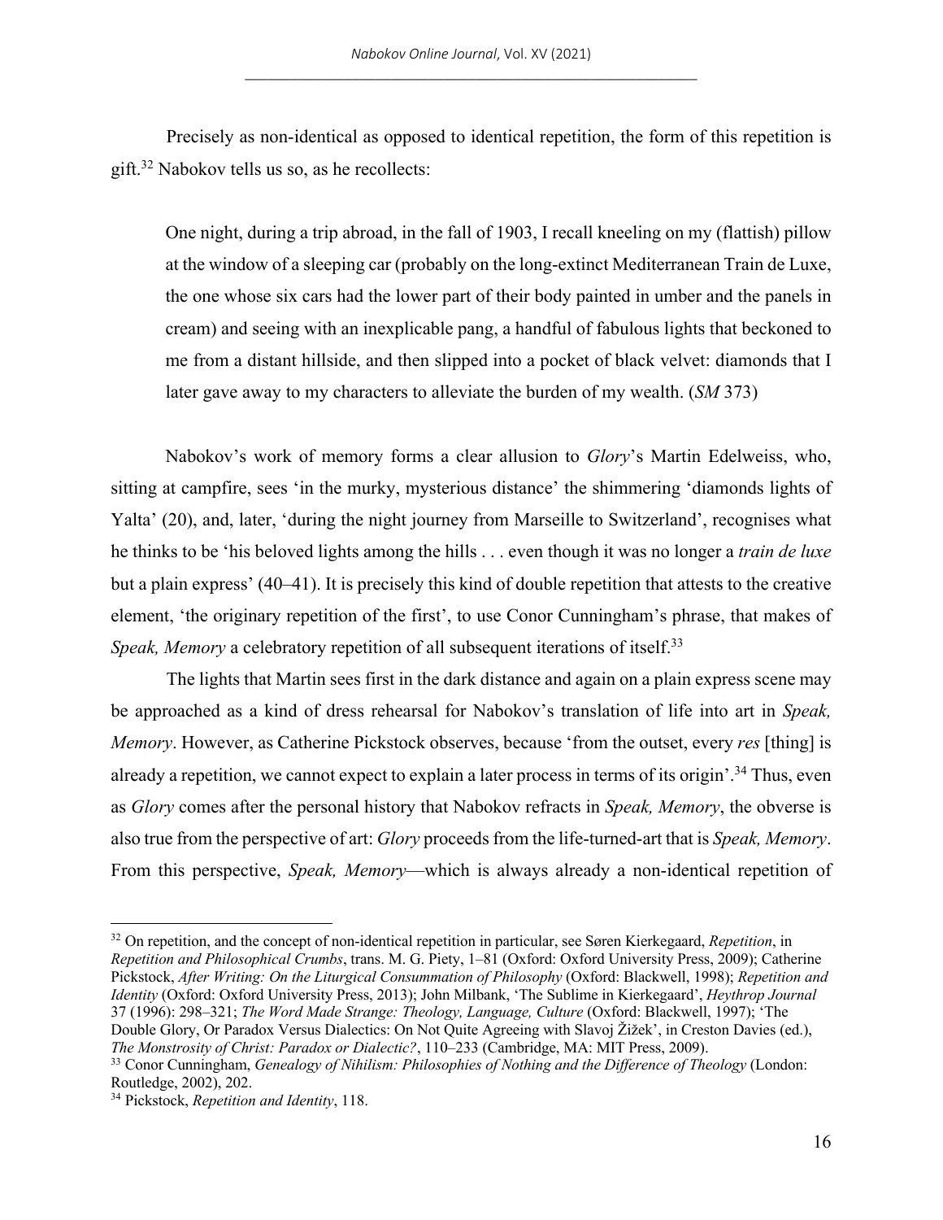Precisely as non-identical as opposed to identical repetition, the form of this repetition is gift.[32] Nabokov tells us so, as he recollects:

> One night, during a trip abroad, in the fall of 1903, I recall kneeling on my (flattish) pillow at the window of a sleeping car (probably on the long-extinct Mediterranean Train de Luxe, the one whose six cars had the lower part of their body painted in umber and the panels in cream) and seeing with an inexplicable pang, a handful of fabulous lights that beckoned to me from a distant hillside, and then slipped into a pocket of black velvet: diamonds that I later gave away to my characters to alleviate the burden of my wealth. (*SM* 373)

Nabokov's work of memory forms a clear allusion to *Glory*'s Martin Edelweiss, who, sitting at campfire, sees 'in the murky, mysterious distance' the shimmering 'diamonds lights of Yalta' (20), and, later, 'during the night journey from Marseille to Switzerland', recognises what he thinks to be 'his beloved lights among the hills . . . even though it was no longer a *train de luxe* but a plain express' (40–41). It is precisely this kind of double repetition that attests to the creative element, 'the originary repetition of the first', to use Conor Cunningham's phrase, that makes of *Speak, Memory* a celebratory repetition of all subsequent iterations of itself.[33]

The lights that Martin sees first in the dark distance and again on a plain express scene may be approached as a kind of dress rehearsal for Nabokov's translation of life into art in *Speak, Memory*. However, as Catherine Pickstock observes, because 'from the outset, every *res* [thing] is already a repetition, we cannot expect to explain a later process in terms of its origin'.[34] Thus, even as *Glory* comes after the personal history that Nabokov refracts in *Speak, Memory*, the obverse is also true from the perspective of art: *Glory* proceeds from the life-turned-art that is *Speak, Memory*. From this perspective, *Speak, Memory*—which is always already a non-identical repetition of

---

[32] On repetition, and the concept of non-identical repetition in particular, see Søren Kierkegaard, *Repetition*, in *Repetition and Philosophical Crumbs*, trans. M. G. Piety, 1–81 (Oxford: Oxford University Press, 2009); Catherine Pickstock, *After Writing: On the Liturgical Consummation of Philosophy* (Oxford: Blackwell, 1998); *Repetition and Identity* (Oxford: Oxford University Press, 2013); John Milbank, 'The Sublime in Kierkegaard', *Heythrop Journal* 37 (1996): 298–321; *The Word Made Strange: Theology, Language, Culture* (Oxford: Blackwell, 1997); 'The Double Glory, Or Paradox Versus Dialectics: On Not Quite Agreeing with Slavoj Žižek', in Creston Davies (ed.), *The Monstrosity of Christ: Paradox or Dialectic?*, 110–233 (Cambridge, MA: MIT Press, 2009).

[33] Conor Cunningham, *Genealogy of Nihilism: Philosophies of Nothing and the Difference of Theology* (London: Routledge, 2002), 202.

[34] Pickstock, *Repetition and Identity*, 118.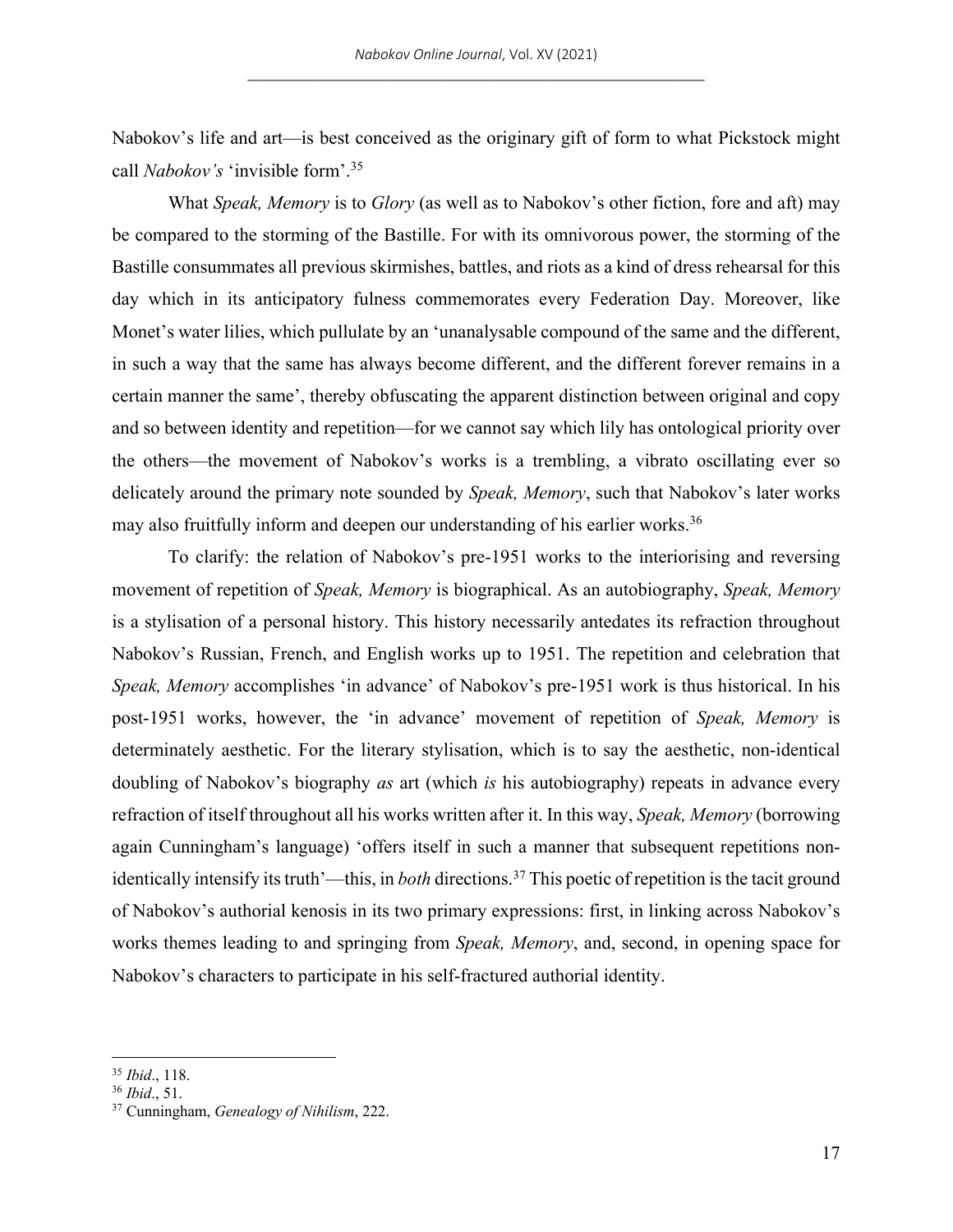Nabokov's life and art—is best conceived as the originary gift of form to what Pickstock might call *Nabokov's* 'invisible form'.[35]

What *Speak, Memory* is to *Glory* (as well as to Nabokov's other fiction, fore and aft) may be compared to the storming of the Bastille. For with its omnivorous power, the storming of the Bastille consummates all previous skirmishes, battles, and riots as a kind of dress rehearsal for this day which in its anticipatory fulness commemorates every Federation Day. Moreover, like Monet's water lilies, which pullulate by an 'unanalysable compound of the same and the different, in such a way that the same has always become different, and the different forever remains in a certain manner the same', thereby obfuscating the apparent distinction between original and copy and so between identity and repetition—for we cannot say which lily has ontological priority over the others—the movement of Nabokov's works is a trembling, a vibrato oscillating ever so delicately around the primary note sounded by *Speak, Memory*, such that Nabokov's later works may also fruitfully inform and deepen our understanding of his earlier works.[36]

To clarify: the relation of Nabokov's pre-1951 works to the interiorising and reversing movement of repetition of *Speak, Memory* is biographical. As an autobiography, *Speak, Memory* is a stylisation of a personal history. This history necessarily antedates its refraction throughout Nabokov's Russian, French, and English works up to 1951. The repetition and celebration that *Speak, Memory* accomplishes 'in advance' of Nabokov's pre-1951 work is thus historical. In his post-1951 works, however, the 'in advance' movement of repetition of *Speak, Memory* is determinately aesthetic. For the literary stylisation, which is to say the aesthetic, non-identical doubling of Nabokov's biography *as* art (which *is* his autobiography) repeats in advance every refraction of itself throughout all his works written after it. In this way, *Speak, Memory* (borrowing again Cunningham's language) 'offers itself in such a manner that subsequent repetitions non-identically intensify its truth'—this, in *both* directions.[37] This poetic of repetition is the tacit ground of Nabokov's authorial kenosis in its two primary expressions: first, in linking across Nabokov's works themes leading to and springing from *Speak, Memory*, and, second, in opening space for Nabokov's characters to participate in his self-fractured authorial identity.

---

[35] *Ibid*., 118.
[36] *Ibid*., 51.
[37] Cunningham, *Genealogy of Nihilism*, 222.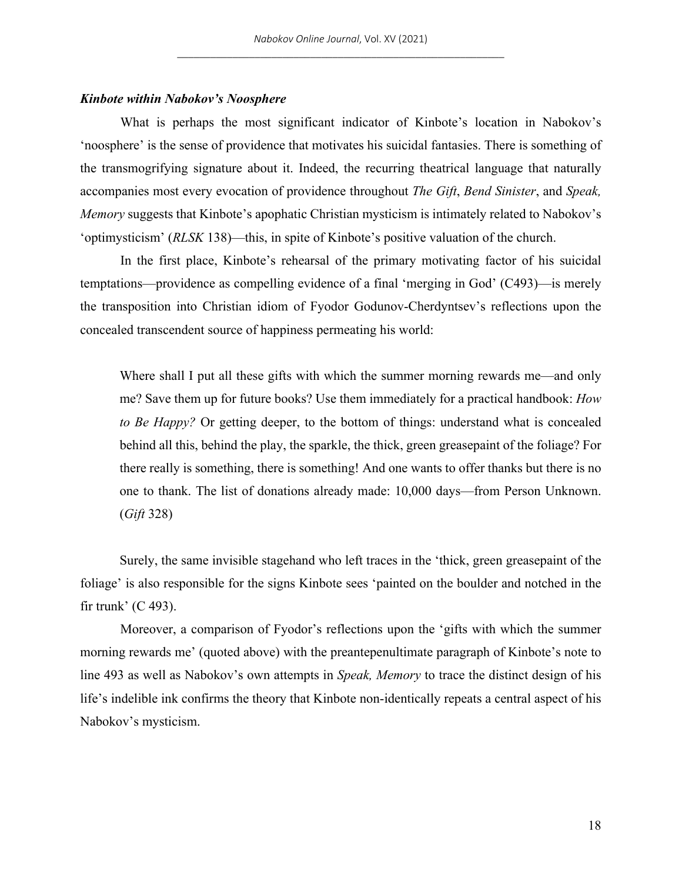### *Kinbote within Nabokov's Noosphere*

What is perhaps the most significant indicator of Kinbote's location in Nabokov's 'noosphere' is the sense of providence that motivates his suicidal fantasies. There is something of the transmogrifying signature about it. Indeed, the recurring theatrical language that naturally accompanies most every evocation of providence throughout *The Gift*, *Bend Sinister*, and *Speak, Memory* suggests that Kinbote's apophatic Christian mysticism is intimately related to Nabokov's 'optimysticism' (*RLSK* 138)—this, in spite of Kinbote's positive valuation of the church.

In the first place, Kinbote's rehearsal of the primary motivating factor of his suicidal temptations—providence as compelling evidence of a final 'merging in God' (C493)—is merely the transposition into Christian idiom of Fyodor Godunov-Cherdyntsev's reflections upon the concealed transcendent source of happiness permeating his world:

> Where shall I put all these gifts with which the summer morning rewards me—and only me? Save them up for future books? Use them immediately for a practical handbook: *How to Be Happy?* Or getting deeper, to the bottom of things: understand what is concealed behind all this, behind the play, the sparkle, the thick, green greasepaint of the foliage? For there really is something, there is something! And one wants to offer thanks but there is no one to thank. The list of donations already made: 10,000 days—from Person Unknown. (*Gift* 328)

Surely, the same invisible stagehand who left traces in the 'thick, green greasepaint of the foliage' is also responsible for the signs Kinbote sees 'painted on the boulder and notched in the fir trunk' (C 493).

Moreover, a comparison of Fyodor's reflections upon the 'gifts with which the summer morning rewards me' (quoted above) with the preantepenultimate paragraph of Kinbote's note to line 493 as well as Nabokov's own attempts in *Speak, Memory* to trace the distinct design of his life's indelible ink confirms the theory that Kinbote non-identically repeats a central aspect of his Nabokov's mysticism.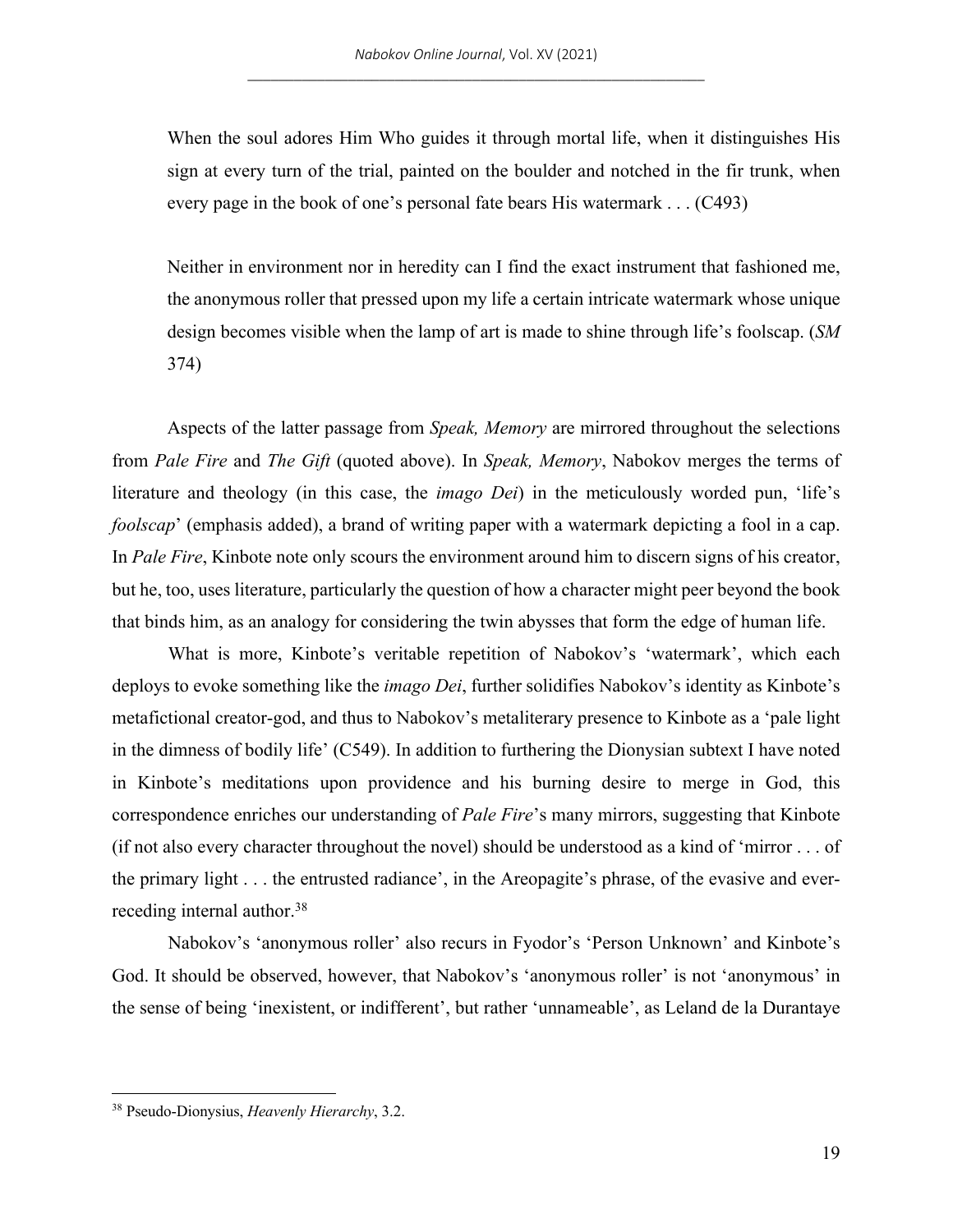> When the soul adores Him Who guides it through mortal life, when it distinguishes His sign at every turn of the trial, painted on the boulder and notched in the fir trunk, when every page in the book of one's personal fate bears His watermark . . . (C493)

> Neither in environment nor in heredity can I find the exact instrument that fashioned me, the anonymous roller that pressed upon my life a certain intricate watermark whose unique design becomes visible when the lamp of art is made to shine through life's foolscap. (*SM* 374)

Aspects of the latter passage from *Speak, Memory* are mirrored throughout the selections from *Pale Fire* and *The Gift* (quoted above). In *Speak, Memory*, Nabokov merges the terms of literature and theology (in this case, the *imago Dei*) in the meticulously worded pun, 'life's *foolscap*' (emphasis added), a brand of writing paper with a watermark depicting a fool in a cap. In *Pale Fire*, Kinbote note only scours the environment around him to discern signs of his creator, but he, too, uses literature, particularly the question of how a character might peer beyond the book that binds him, as an analogy for considering the twin abysses that form the edge of human life.

What is more, Kinbote's veritable repetition of Nabokov's 'watermark', which each deploys to evoke something like the *imago Dei*, further solidifies Nabokov's identity as Kinbote's metafictional creator-god, and thus to Nabokov's metaliterary presence to Kinbote as a 'pale light in the dimness of bodily life' (C549). In addition to furthering the Dionysian subtext I have noted in Kinbote's meditations upon providence and his burning desire to merge in God, this correspondence enriches our understanding of *Pale Fire*'s many mirrors, suggesting that Kinbote (if not also every character throughout the novel) should be understood as a kind of 'mirror . . . of the primary light . . . the entrusted radiance', in the Areopagite's phrase, of the evasive and ever-receding internal author.[38]

Nabokov's 'anonymous roller' also recurs in Fyodor's 'Person Unknown' and Kinbote's God. It should be observed, however, that Nabokov's 'anonymous roller' is not 'anonymous' in the sense of being 'inexistent, or indifferent', but rather 'unnameable', as Leland de la Durantaye

---

[38] Pseudo-Dionysius, *Heavenly Hierarchy*, 3.2.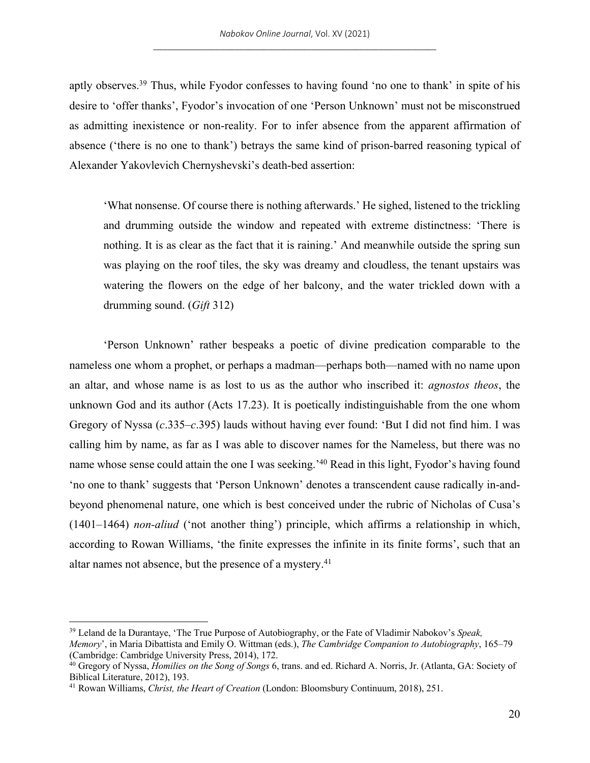aptly observes.[39] Thus, while Fyodor confesses to having found 'no one to thank' in spite of his desire to 'offer thanks', Fyodor's invocation of one 'Person Unknown' must not be misconstrued as admitting inexistence or non-reality. For to infer absence from the apparent affirmation of absence ('there is no one to thank') betrays the same kind of prison-barred reasoning typical of Alexander Yakovlevich Chernyshevski's death-bed assertion:

> 'What nonsense. Of course there is nothing afterwards.' He sighed, listened to the trickling and drumming outside the window and repeated with extreme distinctness: 'There is nothing. It is as clear as the fact that it is raining.' And meanwhile outside the spring sun was playing on the roof tiles, the sky was dreamy and cloudless, the tenant upstairs was watering the flowers on the edge of her balcony, and the water trickled down with a drumming sound. (*Gift* 312)

'Person Unknown' rather bespeaks a poetic of divine predication comparable to the nameless one whom a prophet, or perhaps a madman—perhaps both—named with no name upon an altar, and whose name is as lost to us as the author who inscribed it: *agnostos theos*, the unknown God and its author (Acts 17.23). It is poetically indistinguishable from the one whom Gregory of Nyssa (*c*.335–*c*.395) lauds without having ever found: 'But I did not find him. I was calling him by name, as far as I was able to discover names for the Nameless, but there was no name whose sense could attain the one I was seeking.'[40] Read in this light, Fyodor's having found 'no one to thank' suggests that 'Person Unknown' denotes a transcendent cause radically in-and-beyond phenomenal nature, one which is best conceived under the rubric of Nicholas of Cusa's (1401–1464) *non-aliud* ('not another thing') principle, which affirms a relationship in which, according to Rowan Williams, 'the finite expresses the infinite in its finite forms', such that an altar names not absence, but the presence of a mystery.[41]

---

[39] Leland de la Durantaye, 'The True Purpose of Autobiography, or the Fate of Vladimir Nabokov's *Speak, Memory*', in Maria Dibattista and Emily O. Wittman (eds.), *The Cambridge Companion to Autobiography*, 165–79 (Cambridge: Cambridge University Press, 2014), 172.

[40] Gregory of Nyssa, *Homilies on the Song of Songs* 6, trans. and ed. Richard A. Norris, Jr. (Atlanta, GA: Society of Biblical Literature, 2012), 193.

[41] Rowan Williams, *Christ, the Heart of Creation* (London: Bloomsbury Continuum, 2018), 251.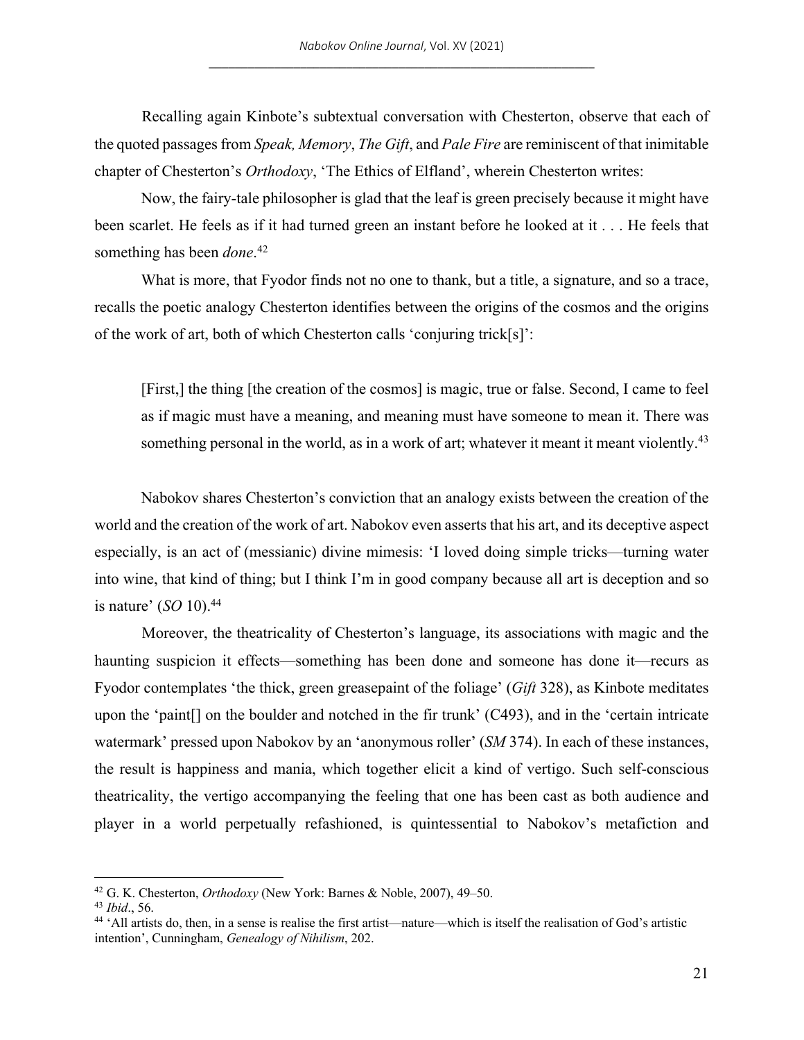Recalling again Kinbote's subtextual conversation with Chesterton, observe that each of the quoted passages from *Speak, Memory*, *The Gift*, and *Pale Fire* are reminiscent of that inimitable chapter of Chesterton's *Orthodoxy*, 'The Ethics of Elfland', wherein Chesterton writes:

Now, the fairy-tale philosopher is glad that the leaf is green precisely because it might have been scarlet. He feels as if it had turned green an instant before he looked at it . . . He feels that something has been *done*.[42]

What is more, that Fyodor finds not no one to thank, but a title, a signature, and so a trace, recalls the poetic analogy Chesterton identifies between the origins of the cosmos and the origins of the work of art, both of which Chesterton calls 'conjuring trick[s]':

> [First,] the thing [the creation of the cosmos] is magic, true or false. Second, I came to feel as if magic must have a meaning, and meaning must have someone to mean it. There was something personal in the world, as in a work of art; whatever it meant it meant violently.[43]

Nabokov shares Chesterton's conviction that an analogy exists between the creation of the world and the creation of the work of art. Nabokov even asserts that his art, and its deceptive aspect especially, is an act of (messianic) divine mimesis: 'I loved doing simple tricks—turning water into wine, that kind of thing; but I think I'm in good company because all art is deception and so is nature' (*SO* 10).[44]

Moreover, the theatricality of Chesterton's language, its associations with magic and the haunting suspicion it effects—something has been done and someone has done it—recurs as Fyodor contemplates 'the thick, green greasepaint of the foliage' (*Gift* 328), as Kinbote meditates upon the 'paint[] on the boulder and notched in the fir trunk' (C493), and in the 'certain intricate watermark' pressed upon Nabokov by an 'anonymous roller' (*SM* 374). In each of these instances, the result is happiness and mania, which together elicit a kind of vertigo. Such self-conscious theatricality, the vertigo accompanying the feeling that one has been cast as both audience and player in a world perpetually refashioned, is quintessential to Nabokov's metafiction and

---

[42] G. K. Chesterton, *Orthodoxy* (New York: Barnes & Noble, 2007), 49–50.

[43] *Ibid*., 56.

[44] 'All artists do, then, in a sense is realise the first artist—nature—which is itself the realisation of God's artistic intention', Cunningham, *Genealogy of Nihilism*, 202.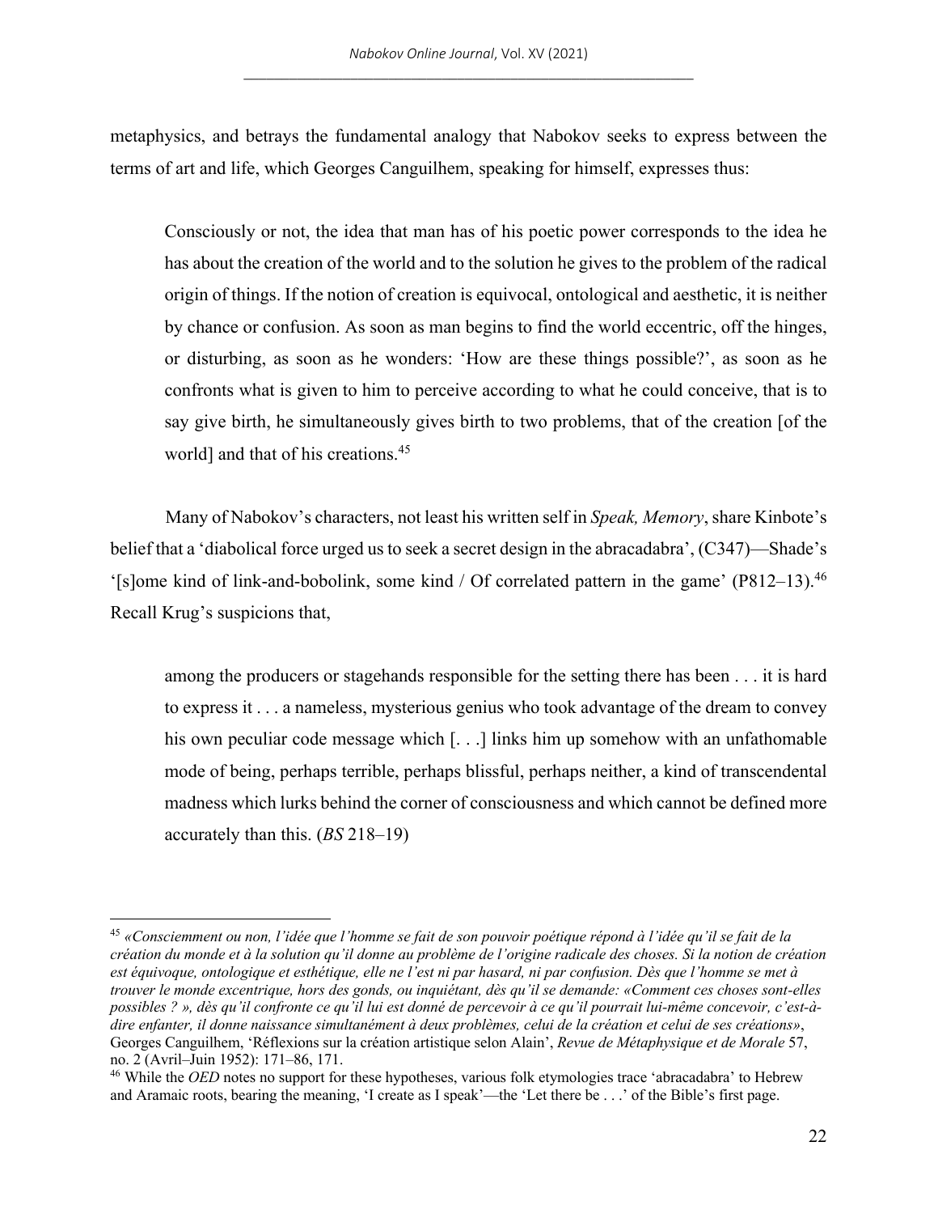metaphysics, and betrays the fundamental analogy that Nabokov seeks to express between the terms of art and life, which Georges Canguilhem, speaking for himself, expresses thus:

> Consciously or not, the idea that man has of his poetic power corresponds to the idea he has about the creation of the world and to the solution he gives to the problem of the radical origin of things. If the notion of creation is equivocal, ontological and aesthetic, it is neither by chance or confusion. As soon as man begins to find the world eccentric, off the hinges, or disturbing, as soon as he wonders: 'How are these things possible?', as soon as he confronts what is given to him to perceive according to what he could conceive, that is to say give birth, he simultaneously gives birth to two problems, that of the creation [of the world] and that of his creations.[45]

Many of Nabokov's characters, not least his written self in *Speak, Memory*, share Kinbote's belief that a 'diabolical force urged us to seek a secret design in the abracadabra', (C347)—Shade's '[s]ome kind of link-and-bobolink, some kind / Of correlated pattern in the game' (P812–13).[46] Recall Krug's suspicions that,

> among the producers or stagehands responsible for the setting there has been . . . it is hard to express it . . . a nameless, mysterious genius who took advantage of the dream to convey his own peculiar code message which [. . .] links him up somehow with an unfathomable mode of being, perhaps terrible, perhaps blissful, perhaps neither, a kind of transcendental madness which lurks behind the corner of consciousness and which cannot be defined more accurately than this. (*BS* 218–19)

---

[45] *«Consciemment ou non, l'idée que l'homme se fait de son pouvoir poétique répond à l'idée qu'il se fait de la création du monde et à la solution qu'il donne au problème de l'origine radicale des choses. Si la notion de création est équivoque, ontologique et esthétique, elle ne l'est ni par hasard, ni par confusion. Dès que l'homme se met à trouver le monde excentrique, hors des gonds, ou inquiétant, dès qu'il se demande: «Comment ces choses sont-elles possibles ? », dès qu'il confronte ce qu'il lui est donné de percevoir à ce qu'il pourrait lui-même concevoir, c'est-à-dire enfanter, il donne naissance simultanément à deux problèmes, celui de la création et celui de ses créations»*, Georges Canguilhem, 'Réflexions sur la création artistique selon Alain', *Revue de Métaphysique et de Morale* 57, no. 2 (Avril–Juin 1952): 171–86, 171.

[46] While the *OED* notes no support for these hypotheses, various folk etymologies trace 'abracadabra' to Hebrew and Aramaic roots, bearing the meaning, 'I create as I speak'—the 'Let there be . . .' of the Bible's first page.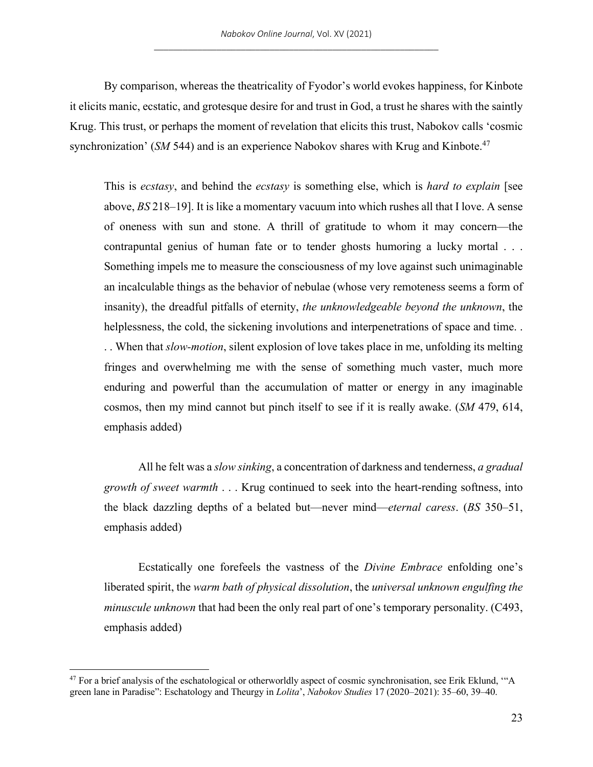By comparison, whereas the theatricality of Fyodor's world evokes happiness, for Kinbote it elicits manic, ecstatic, and grotesque desire for and trust in God, a trust he shares with the saintly Krug. This trust, or perhaps the moment of revelation that elicits this trust, Nabokov calls 'cosmic synchronization' (*SM* 544) and is an experience Nabokov shares with Krug and Kinbote.[47]

> This is *ecstasy*, and behind the *ecstasy* is something else, which is *hard to explain* [see above, *BS* 218–19]. It is like a momentary vacuum into which rushes all that I love. A sense of oneness with sun and stone. A thrill of gratitude to whom it may concern—the contrapuntal genius of human fate or to tender ghosts humoring a lucky mortal . . . Something impels me to measure the consciousness of my love against such unimaginable an incalculable things as the behavior of nebulae (whose very remoteness seems a form of insanity), the dreadful pitfalls of eternity, *the unknowledgeable beyond the unknown*, the helplessness, the cold, the sickening involutions and interpenetrations of space and time. . . . When that *slow-motion*, silent explosion of love takes place in me, unfolding its melting fringes and overwhelming me with the sense of something much vaster, much more enduring and powerful than the accumulation of matter or energy in any imaginable cosmos, then my mind cannot but pinch itself to see if it is really awake. (*SM* 479, 614, emphasis added)
>
> All he felt was a *slow sinking*, a concentration of darkness and tenderness, *a gradual growth of sweet warmth* . . . Krug continued to seek into the heart-rending softness, into the black dazzling depths of a belated but—never mind—*eternal caress*. (*BS* 350–51, emphasis added)
>
> Ecstatically one forefeels the vastness of the *Divine Embrace* enfolding one's liberated spirit, the *warm bath of physical dissolution*, the *universal unknown engulfing the minuscule unknown* that had been the only real part of one's temporary personality. (C493, emphasis added)

[47] For a brief analysis of the eschatological or otherworldly aspect of cosmic synchronisation, see Erik Eklund, '"A green lane in Paradise": Eschatology and Theurgy in *Lolita*', *Nabokov Studies* 17 (2020–2021): 35–60, 39–40.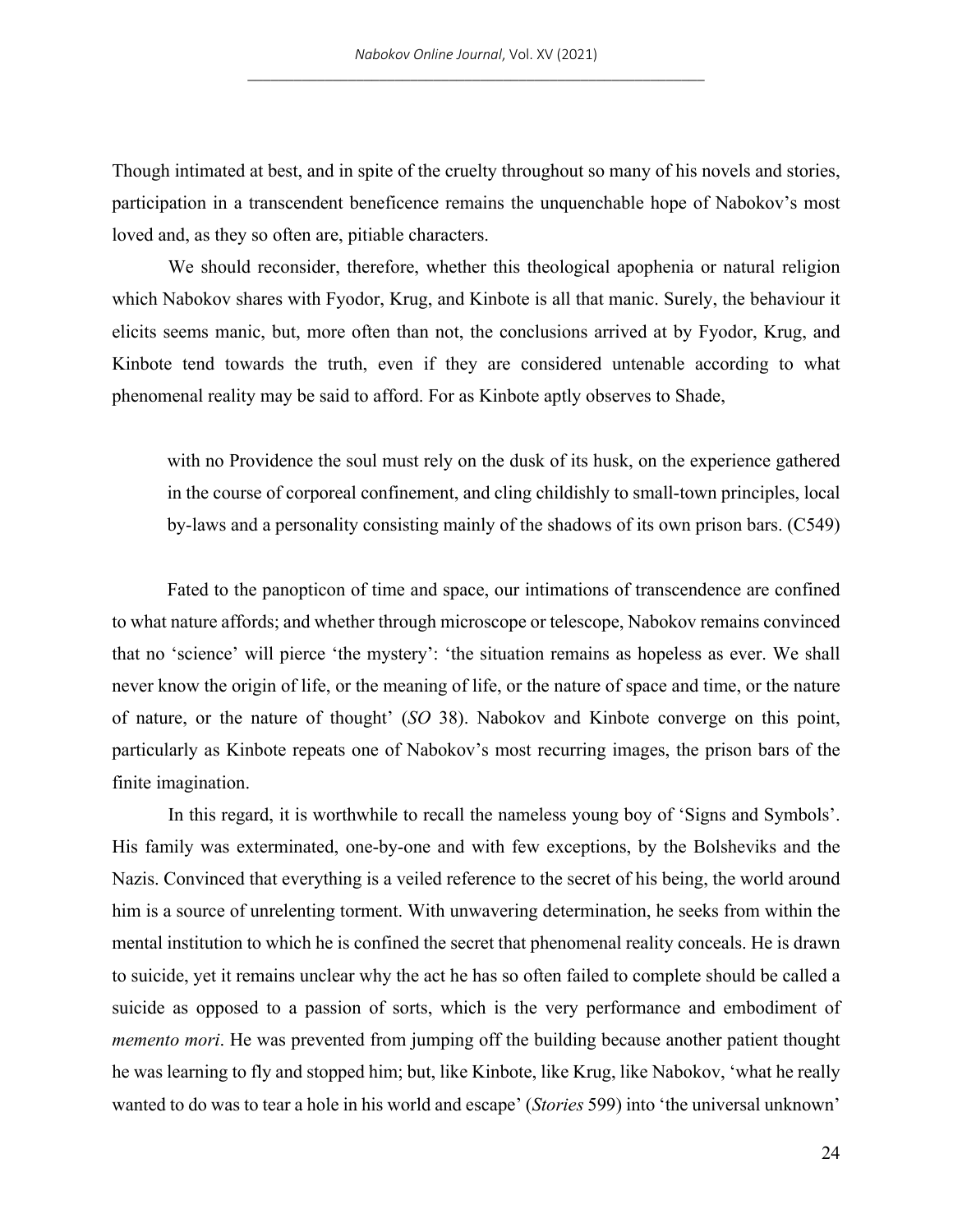Though intimated at best, and in spite of the cruelty throughout so many of his novels and stories, participation in a transcendent beneficence remains the unquenchable hope of Nabokov's most loved and, as they so often are, pitiable characters.

We should reconsider, therefore, whether this theological apophenia or natural religion which Nabokov shares with Fyodor, Krug, and Kinbote is all that manic. Surely, the behaviour it elicits seems manic, but, more often than not, the conclusions arrived at by Fyodor, Krug, and Kinbote tend towards the truth, even if they are considered untenable according to what phenomenal reality may be said to afford. For as Kinbote aptly observes to Shade,

> with no Providence the soul must rely on the dusk of its husk, on the experience gathered in the course of corporeal confinement, and cling childishly to small-town principles, local by-laws and a personality consisting mainly of the shadows of its own prison bars. (C549)

Fated to the panopticon of time and space, our intimations of transcendence are confined to what nature affords; and whether through microscope or telescope, Nabokov remains convinced that no 'science' will pierce 'the mystery': 'the situation remains as hopeless as ever. We shall never know the origin of life, or the meaning of life, or the nature of space and time, or the nature of nature, or the nature of thought' (*SO* 38). Nabokov and Kinbote converge on this point, particularly as Kinbote repeats one of Nabokov's most recurring images, the prison bars of the finite imagination.

In this regard, it is worthwhile to recall the nameless young boy of 'Signs and Symbols'. His family was exterminated, one-by-one and with few exceptions, by the Bolsheviks and the Nazis. Convinced that everything is a veiled reference to the secret of his being, the world around him is a source of unrelenting torment. With unwavering determination, he seeks from within the mental institution to which he is confined the secret that phenomenal reality conceals. He is drawn to suicide, yet it remains unclear why the act he has so often failed to complete should be called a suicide as opposed to a passion of sorts, which is the very performance and embodiment of *memento mori*. He was prevented from jumping off the building because another patient thought he was learning to fly and stopped him; but, like Kinbote, like Krug, like Nabokov, 'what he really wanted to do was to tear a hole in his world and escape' (*Stories* 599) into 'the universal unknown'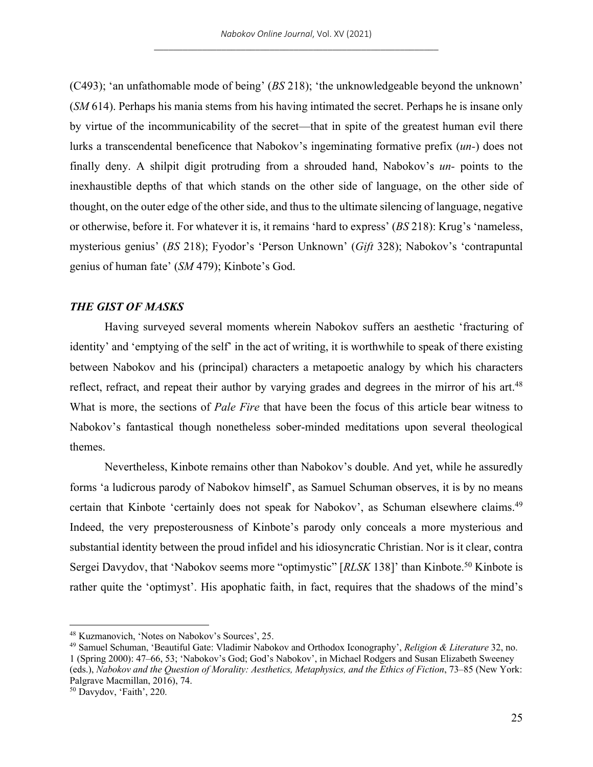(C493); 'an unfathomable mode of being' (*BS* 218); 'the unknowledgeable beyond the unknown' (*SM* 614). Perhaps his mania stems from his having intimated the secret. Perhaps he is insane only by virtue of the incommunicability of the secret—that in spite of the greatest human evil there lurks a transcendental beneficence that Nabokov's ingeminating formative prefix (*un-*) does not finally deny. A shilpit digit protruding from a shrouded hand, Nabokov's *un-* points to the inexhaustible depths of that which stands on the other side of language, on the other side of thought, on the outer edge of the other side, and thus to the ultimate silencing of language, negative or otherwise, before it. For whatever it is, it remains 'hard to express' (*BS* 218): Krug's 'nameless, mysterious genius' (*BS* 218); Fyodor's 'Person Unknown' (*Gift* 328); Nabokov's 'contrapuntal genius of human fate' (*SM* 479); Kinbote's God.

### *THE GIST OF MASKS*

Having surveyed several moments wherein Nabokov suffers an aesthetic 'fracturing of identity' and 'emptying of the self' in the act of writing, it is worthwhile to speak of there existing between Nabokov and his (principal) characters a metapoetic analogy by which his characters reflect, refract, and repeat their author by varying grades and degrees in the mirror of his art.[48] What is more, the sections of *Pale Fire* that have been the focus of this article bear witness to Nabokov's fantastical though nonetheless sober-minded meditations upon several theological themes.

Nevertheless, Kinbote remains other than Nabokov's double. And yet, while he assuredly forms 'a ludicrous parody of Nabokov himself', as Samuel Schuman observes, it is by no means certain that Kinbote 'certainly does not speak for Nabokov', as Schuman elsewhere claims.[49] Indeed, the very preposterousness of Kinbote's parody only conceals a more mysterious and substantial identity between the proud infidel and his idiosyncratic Christian. Nor is it clear, contra Sergei Davydov, that 'Nabokov seems more "optimystic" [*RLSK* 138]' than Kinbote.[50] Kinbote is rather quite the 'optimyst'. His apophatic faith, in fact, requires that the shadows of the mind's

---

[48] Kuzmanovich, 'Notes on Nabokov's Sources', 25.

[49] Samuel Schuman, 'Beautiful Gate: Vladimir Nabokov and Orthodox Iconography', *Religion & Literature* 32, no. 1 (Spring 2000): 47–66, 53; 'Nabokov's God; God's Nabokov', in Michael Rodgers and Susan Elizabeth Sweeney (eds.), *Nabokov and the Question of Morality: Aesthetics, Metaphysics, and the Ethics of Fiction*, 73–85 (New York: Palgrave Macmillan, 2016), 74.

[50] Davydov, 'Faith', 220.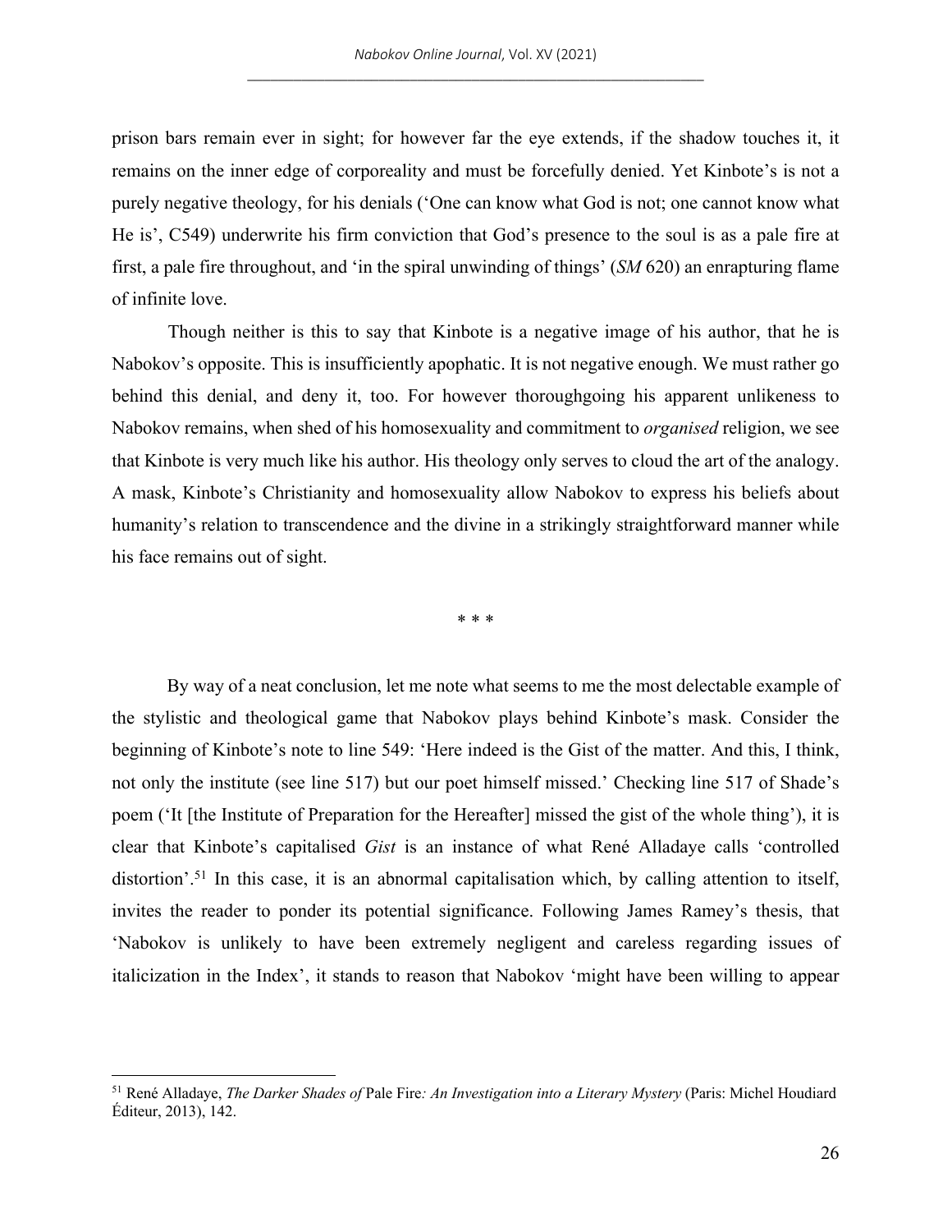prison bars remain ever in sight; for however far the eye extends, if the shadow touches it, it remains on the inner edge of corporeality and must be forcefully denied. Yet Kinbote's is not a purely negative theology, for his denials ('One can know what God is not; one cannot know what He is', C549) underwrite his firm conviction that God's presence to the soul is as a pale fire at first, a pale fire throughout, and 'in the spiral unwinding of things' (*SM* 620) an enrapturing flame of infinite love.

Though neither is this to say that Kinbote is a negative image of his author, that he is Nabokov's opposite. This is insufficiently apophatic. It is not negative enough. We must rather go behind this denial, and deny it, too. For however thoroughgoing his apparent unlikeness to Nabokov remains, when shed of his homosexuality and commitment to *organised* religion, we see that Kinbote is very much like his author. His theology only serves to cloud the art of the analogy. A mask, Kinbote's Christianity and homosexuality allow Nabokov to express his beliefs about humanity's relation to transcendence and the divine in a strikingly straightforward manner while his face remains out of sight.

\* \* \*

By way of a neat conclusion, let me note what seems to me the most delectable example of the stylistic and theological game that Nabokov plays behind Kinbote's mask. Consider the beginning of Kinbote's note to line 549: 'Here indeed is the Gist of the matter. And this, I think, not only the institute (see line 517) but our poet himself missed.' Checking line 517 of Shade's poem ('It [the Institute of Preparation for the Hereafter] missed the gist of the whole thing'), it is clear that Kinbote's capitalised *Gist* is an instance of what René Alladaye calls 'controlled distortion'.[51] In this case, it is an abnormal capitalisation which, by calling attention to itself, invites the reader to ponder its potential significance. Following James Ramey's thesis, that 'Nabokov is unlikely to have been extremely negligent and careless regarding issues of italicization in the Index', it stands to reason that Nabokov 'might have been willing to appear

---

[51] René Alladaye, *The Darker Shades of* Pale Fire*: An Investigation into a Literary Mystery* (Paris: Michel Houdiard Éditeur, 2013), 142.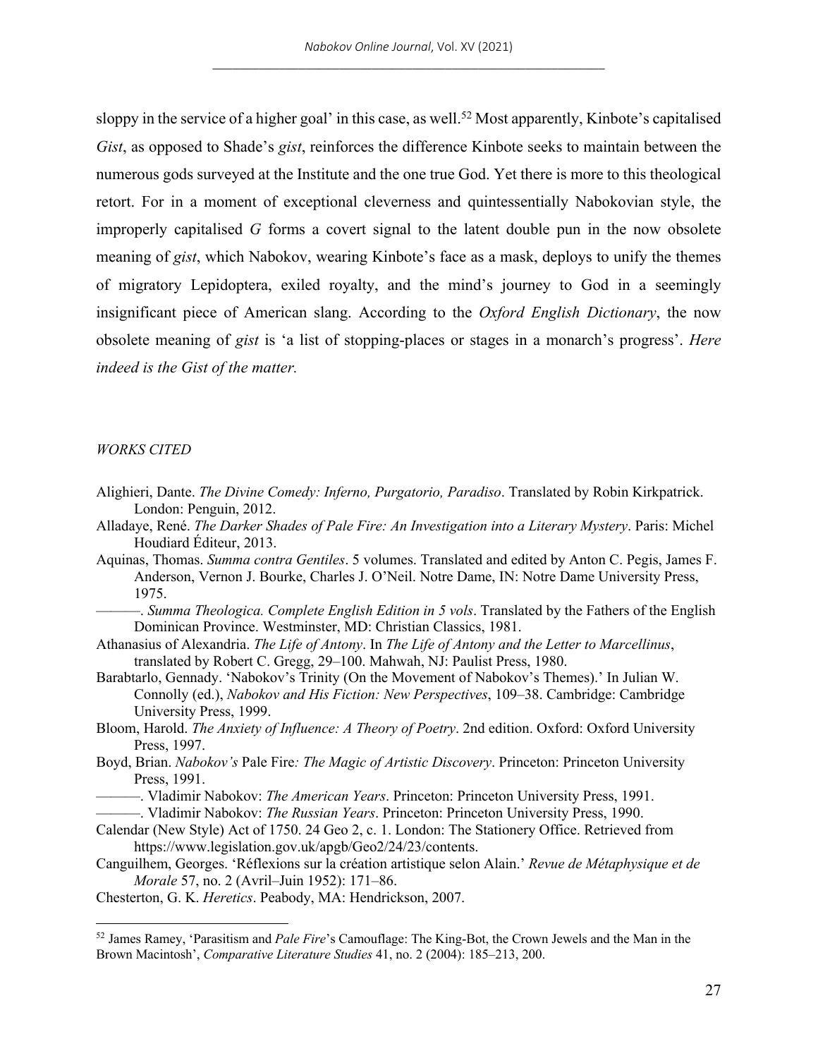sloppy in the service of a higher goal' in this case, as well.[52] Most apparently, Kinbote's capitalised *Gist*, as opposed to Shade's *gist*, reinforces the difference Kinbote seeks to maintain between the numerous gods surveyed at the Institute and the one true God. Yet there is more to this theological retort. For in a moment of exceptional cleverness and quintessentially Nabokovian style, the improperly capitalised *G* forms a covert signal to the latent double pun in the now obsolete meaning of *gist*, which Nabokov, wearing Kinbote's face as a mask, deploys to unify the themes of migratory Lepidoptera, exiled royalty, and the mind's journey to God in a seemingly insignificant piece of American slang. According to the *Oxford English Dictionary*, the now obsolete meaning of *gist* is 'a list of stopping-places or stages in a monarch's progress'. *Here indeed is the Gist of the matter.*

*WORKS CITED*

Alighieri, Dante. *The Divine Comedy: Inferno, Purgatorio, Paradiso*. Translated by Robin Kirkpatrick. London: Penguin, 2012.

Alladaye, René. *The Darker Shades of Pale Fire: An Investigation into a Literary Mystery*. Paris: Michel Houdiard Éditeur, 2013.

Aquinas, Thomas. *Summa contra Gentiles*. 5 volumes. Translated and edited by Anton C. Pegis, James F. Anderson, Vernon J. Bourke, Charles J. O'Neil. Notre Dame, IN: Notre Dame University Press, 1975.

———. *Summa Theologica. Complete English Edition in 5 vols*. Translated by the Fathers of the English Dominican Province. Westminster, MD: Christian Classics, 1981.

Athanasius of Alexandria. *The Life of Antony*. In *The Life of Antony and the Letter to Marcellinus*, translated by Robert C. Gregg, 29–100. Mahwah, NJ: Paulist Press, 1980.

Barabtarlo, Gennady. 'Nabokov's Trinity (On the Movement of Nabokov's Themes).' In Julian W. Connolly (ed.), *Nabokov and His Fiction: New Perspectives*, 109–38. Cambridge: Cambridge University Press, 1999.

Bloom, Harold. *The Anxiety of Influence: A Theory of Poetry*. 2nd edition. Oxford: Oxford University Press, 1997.

Boyd, Brian. *Nabokov's* Pale Fire*: The Magic of Artistic Discovery*. Princeton: Princeton University Press, 1991.

———. Vladimir Nabokov: *The American Years*. Princeton: Princeton University Press, 1991.

———. Vladimir Nabokov: *The Russian Years*. Princeton: Princeton University Press, 1990.

Calendar (New Style) Act of 1750. 24 Geo 2, c. 1. London: The Stationery Office. Retrieved from https://www.legislation.gov.uk/apgb/Geo2/24/23/contents.

Canguilhem, Georges. 'Réflexions sur la création artistique selon Alain.' *Revue de Métaphysique et de Morale* 57, no. 2 (Avril–Juin 1952): 171–86.

Chesterton, G. K. *Heretics*. Peabody, MA: Hendrickson, 2007.

---

[52] James Ramey, 'Parasitism and *Pale Fire*'s Camouflage: The King-Bot, the Crown Jewels and the Man in the Brown Macintosh', *Comparative Literature Studies* 41, no. 2 (2004): 185–213, 200.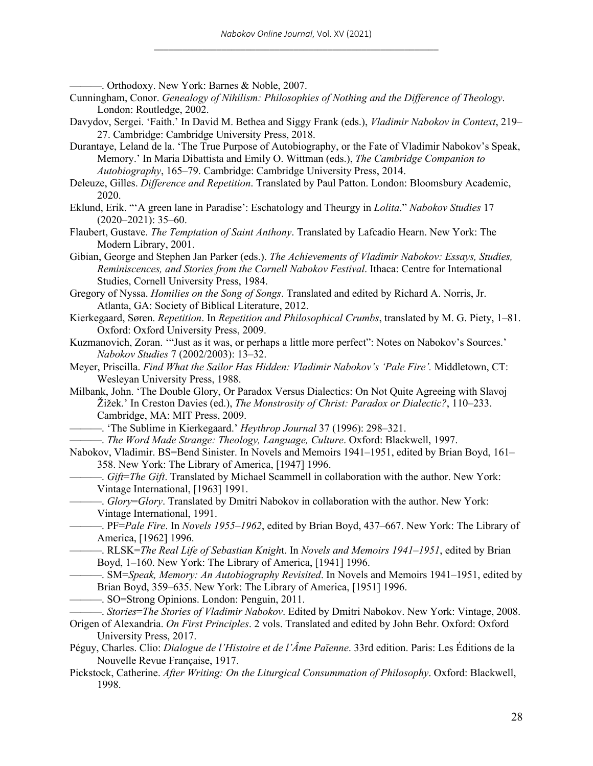———. Orthodoxy. New York: Barnes & Noble, 2007.

Cunningham, Conor. *Genealogy of Nihilism: Philosophies of Nothing and the Difference of Theology*. London: Routledge, 2002.

Davydov, Sergei. 'Faith.' In David M. Bethea and Siggy Frank (eds.), *Vladimir Nabokov in Context*, 219–27. Cambridge: Cambridge University Press, 2018.

Durantaye, Leland de la. 'The True Purpose of Autobiography, or the Fate of Vladimir Nabokov's Speak, Memory.' In Maria Dibattista and Emily O. Wittman (eds.), *The Cambridge Companion to Autobiography*, 165–79. Cambridge: Cambridge University Press, 2014.

Deleuze, Gilles. *Difference and Repetition*. Translated by Paul Patton. London: Bloomsbury Academic, 2020.

Eklund, Erik. "'A green lane in Paradise': Eschatology and Theurgy in *Lolita*." *Nabokov Studies* 17 (2020–2021): 35–60.

Flaubert, Gustave. *The Temptation of Saint Anthony*. Translated by Lafcadio Hearn. New York: The Modern Library, 2001.

Gibian, George and Stephen Jan Parker (eds.). *The Achievements of Vladimir Nabokov: Essays, Studies, Reminiscences, and Stories from the Cornell Nabokov Festival*. Ithaca: Centre for International Studies, Cornell University Press, 1984.

Gregory of Nyssa. *Homilies on the Song of Songs*. Translated and edited by Richard A. Norris, Jr. Atlanta, GA: Society of Biblical Literature, 2012.

Kierkegaard, Søren. *Repetition*. In *Repetition and Philosophical Crumbs*, translated by M. G. Piety, 1–81. Oxford: Oxford University Press, 2009.

Kuzmanovich, Zoran. '"Just as it was, or perhaps a little more perfect": Notes on Nabokov's Sources.' *Nabokov Studies* 7 (2002/2003): 13–32.

Meyer, Priscilla. *Find What the Sailor Has Hidden: Vladimir Nabokov's 'Pale Fire'.* Middletown, CT: Wesleyan University Press, 1988.

Milbank, John. 'The Double Glory, Or Paradox Versus Dialectics: On Not Quite Agreeing with Slavoj Žižek.' In Creston Davies (ed.), *The Monstrosity of Christ: Paradox or Dialectic?*, 110–233. Cambridge, MA: MIT Press, 2009.

———. 'The Sublime in Kierkegaard.' *Heythrop Journal* 37 (1996): 298–321.

———. *The Word Made Strange: Theology, Language, Culture*. Oxford: Blackwell, 1997.

Nabokov, Vladimir. BS=Bend Sinister. In Novels and Memoirs 1941–1951, edited by Brian Boyd, 161–358. New York: The Library of America, [1947] 1996.

———. *Gift*=*The Gift*. Translated by Michael Scammell in collaboration with the author. New York: Vintage International, [1963] 1991.

———. *Glory*=*Glory*. Translated by Dmitri Nabokov in collaboration with the author. New York: Vintage International, 1991.

———. PF=*Pale Fire*. In *Novels 1955–1962*, edited by Brian Boyd, 437–667. New York: The Library of America, [1962] 1996.

———. RLSK=*The Real Life of Sebastian Knigh*t. In *Novels and Memoirs 1941–1951*, edited by Brian Boyd, 1–160. New York: The Library of America, [1941] 1996.

———. SM=*Speak, Memory: An Autobiography Revisited*. In Novels and Memoirs 1941–1951, edited by Brian Boyd, 359–635. New York: The Library of America, [1951] 1996.

———. SO=Strong Opinions. London: Penguin, 2011.

———. *Stories*=*The Stories of Vladimir Nabokov*. Edited by Dmitri Nabokov. New York: Vintage, 2008.

Origen of Alexandria. *On First Principles*. 2 vols. Translated and edited by John Behr. Oxford: Oxford University Press, 2017.

Péguy, Charles. Clio: *Dialogue de l'Histoire et de l'Âme Païenne*. 33rd edition. Paris: Les Éditions de la Nouvelle Revue Française, 1917.

Pickstock, Catherine. *After Writing: On the Liturgical Consummation of Philosophy*. Oxford: Blackwell, 1998.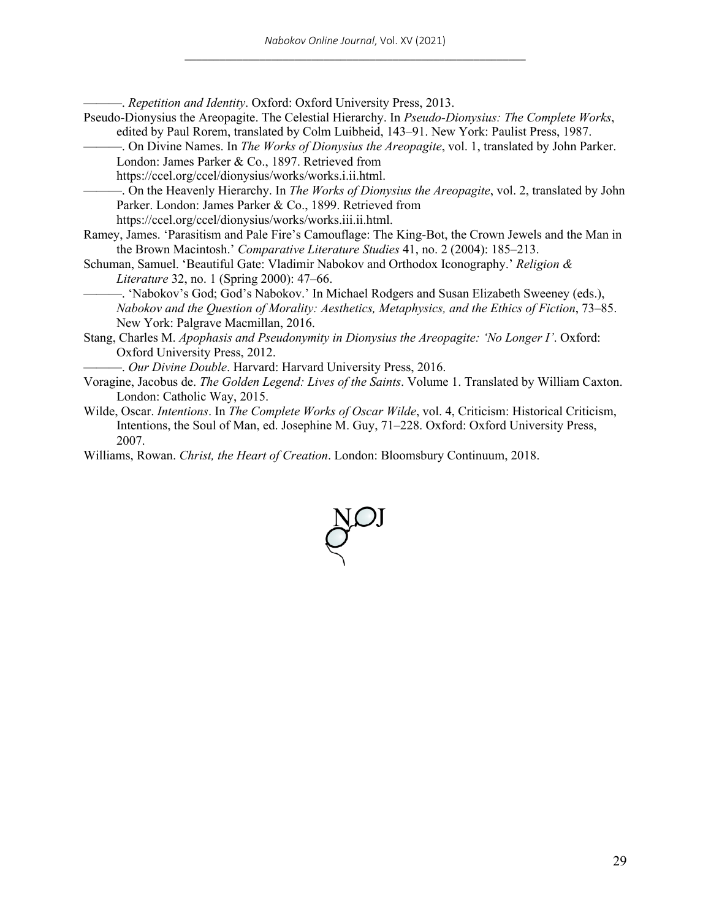———. *Repetition and Identity*. Oxford: Oxford University Press, 2013.

Pseudo-Dionysius the Areopagite. The Celestial Hierarchy. In *Pseudo-Dionysius: The Complete Works*, edited by Paul Rorem, translated by Colm Luibheid, 143–91. New York: Paulist Press, 1987.

———. On Divine Names. In *The Works of Dionysius the Areopagite*, vol. 1, translated by John Parker. London: James Parker & Co., 1897. Retrieved from https://ccel.org/ccel/dionysius/works/works.i.ii.html.

———. On the Heavenly Hierarchy. In *The Works of Dionysius the Areopagite*, vol. 2, translated by John Parker. London: James Parker & Co., 1899. Retrieved from https://ccel.org/ccel/dionysius/works/works.iii.ii.html.

Ramey, James. 'Parasitism and Pale Fire's Camouflage: The King-Bot, the Crown Jewels and the Man in the Brown Macintosh.' *Comparative Literature Studies* 41, no. 2 (2004): 185–213.

Schuman, Samuel. 'Beautiful Gate: Vladimir Nabokov and Orthodox Iconography.' *Religion & Literature* 32, no. 1 (Spring 2000): 47–66.

———. 'Nabokov's God; God's Nabokov.' In Michael Rodgers and Susan Elizabeth Sweeney (eds.), *Nabokov and the Question of Morality: Aesthetics, Metaphysics, and the Ethics of Fiction*, 73–85. New York: Palgrave Macmillan, 2016.

Stang, Charles M. *Apophasis and Pseudonymity in Dionysius the Areopagite: 'No Longer I'*. Oxford: Oxford University Press, 2012.

———. *Our Divine Double*. Harvard: Harvard University Press, 2016.

Voragine, Jacobus de. *The Golden Legend: Lives of the Saints*. Volume 1. Translated by William Caxton. London: Catholic Way, 2015.

Wilde, Oscar. *Intentions*. In *The Complete Works of Oscar Wilde*, vol. 4, Criticism: Historical Criticism, Intentions, the Soul of Man, ed. Josephine M. Guy, 71–228. Oxford: Oxford University Press, 2007.

Williams, Rowan. *Christ, the Heart of Creation*. London: Bloomsbury Continuum, 2018.